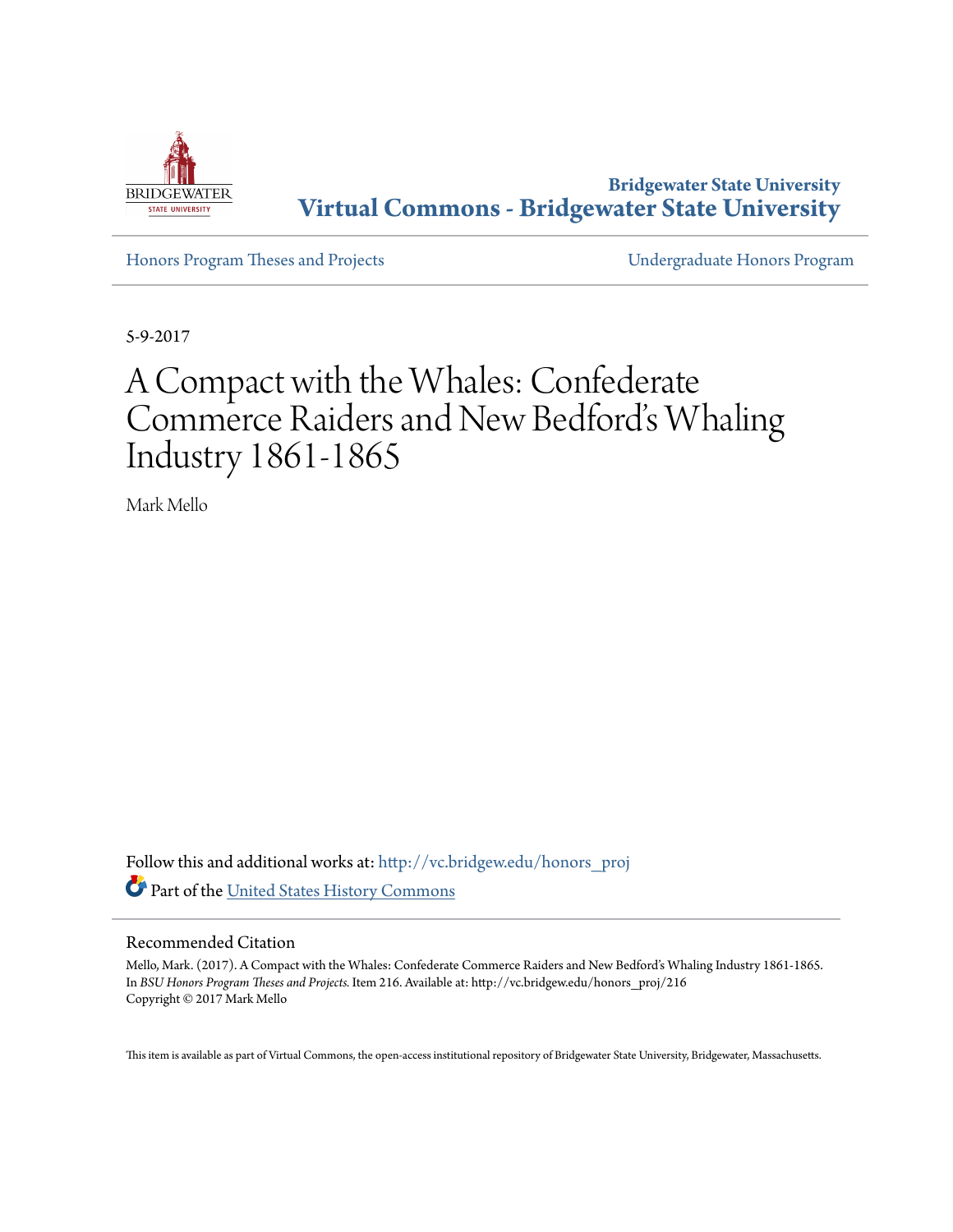Bridgewater State University
# Virtual Commons - Bridgewater State University

Honors Program Theses and Projects

Undergraduate Honors Program

5-9-2017

# A Compact with the Whales: Confederate Commerce Raiders and New Bedford's Whaling Industry 1861-1865

Mark Mello

Follow this and additional works at: http://vc.bridgew.edu/honors_proj

Part of the United States History Commons

## Recommended Citation

Mello, Mark. (2017). A Compact with the Whales: Confederate Commerce Raiders and New Bedford's Whaling Industry 1861-1865. In *BSU Honors Program Theses and Projects.* Item 216. Available at: http://vc.bridgew.edu/honors_proj/216
Copyright © 2017 Mark Mello

This item is available as part of Virtual Commons, the open-access institutional repository of Bridgewater State University, Bridgewater, Massachusetts.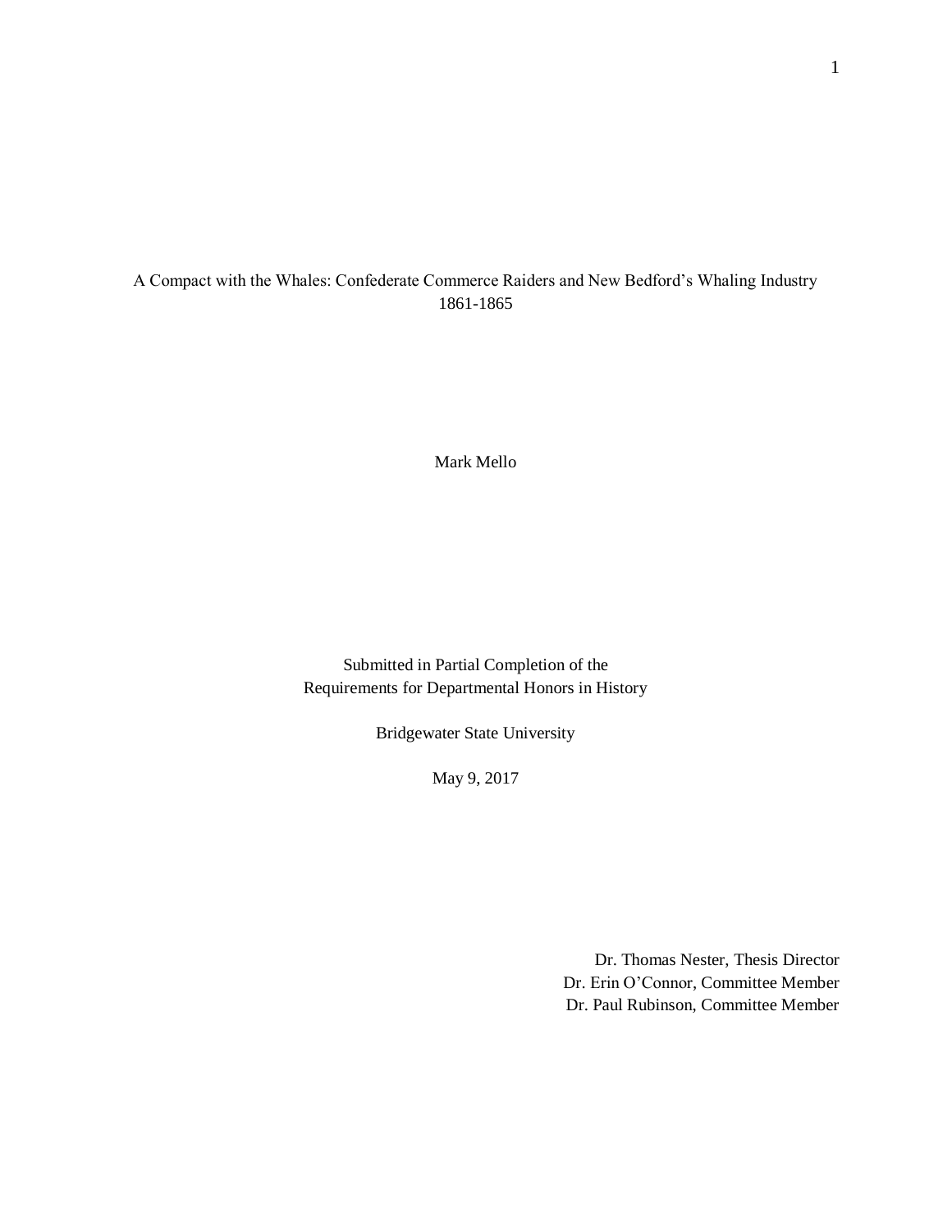# A Compact with the Whales: Confederate Commerce Raiders and New Bedford's Whaling Industry 1861-1865

Mark Mello

Submitted in Partial Completion of the
Requirements for Departmental Honors in History

Bridgewater State University

May 9, 2017

Dr. Thomas Nester, Thesis Director
Dr. Erin O'Connor, Committee Member
Dr. Paul Rubinson, Committee Member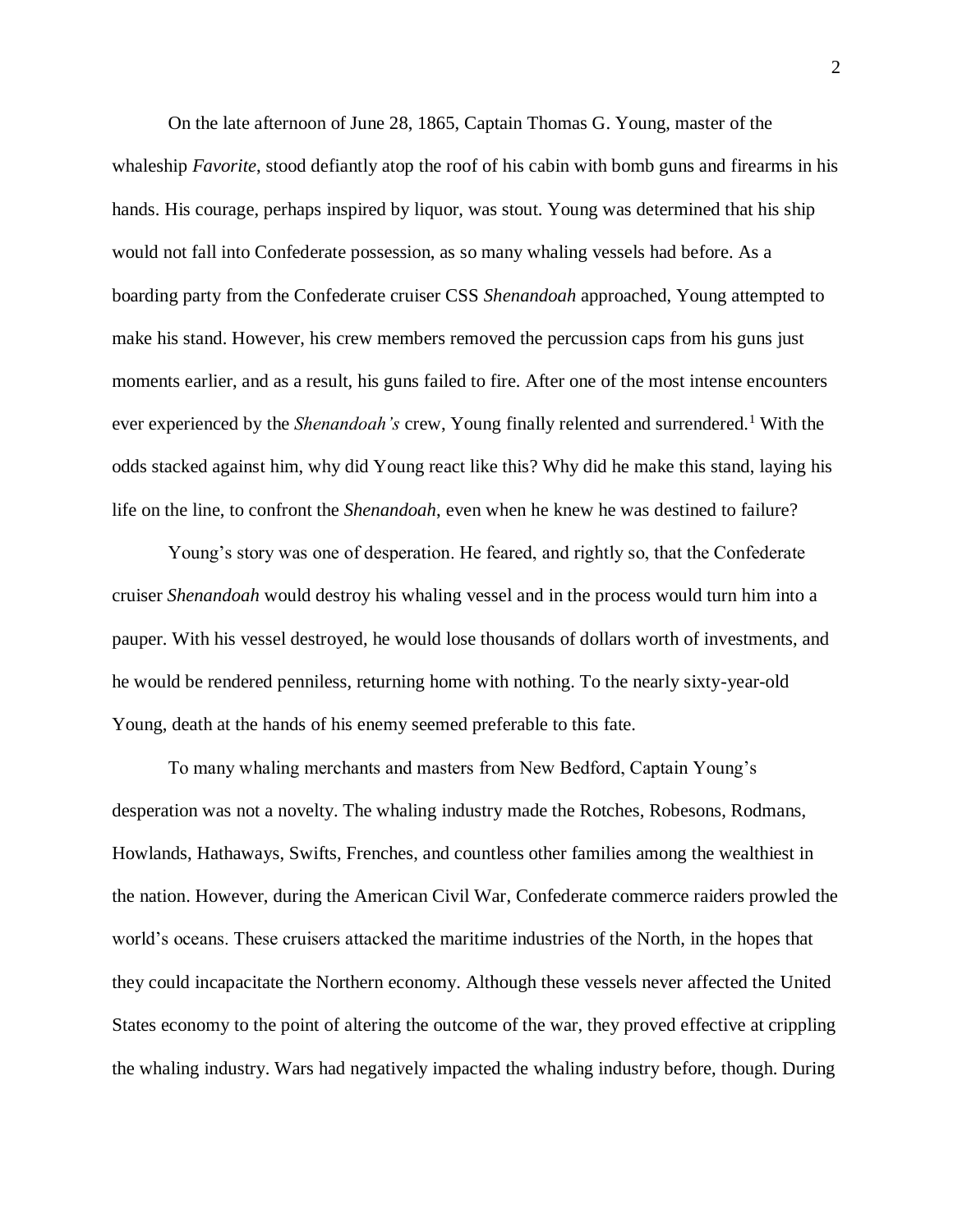On the late afternoon of June 28, 1865, Captain Thomas G. Young, master of the whaleship *Favorite*, stood defiantly atop the roof of his cabin with bomb guns and firearms in his hands. His courage, perhaps inspired by liquor, was stout. Young was determined that his ship would not fall into Confederate possession, as so many whaling vessels had before. As a boarding party from the Confederate cruiser CSS *Shenandoah* approached, Young attempted to make his stand. However, his crew members removed the percussion caps from his guns just moments earlier, and as a result, his guns failed to fire. After one of the most intense encounters ever experienced by the *Shenandoah's* crew, Young finally relented and surrendered.[1] With the odds stacked against him, why did Young react like this? Why did he make this stand, laying his life on the line, to confront the *Shenandoah*, even when he knew he was destined to failure?

Young's story was one of desperation. He feared, and rightly so, that the Confederate cruiser *Shenandoah* would destroy his whaling vessel and in the process would turn him into a pauper. With his vessel destroyed, he would lose thousands of dollars worth of investments, and he would be rendered penniless, returning home with nothing. To the nearly sixty-year-old Young, death at the hands of his enemy seemed preferable to this fate.

To many whaling merchants and masters from New Bedford, Captain Young's desperation was not a novelty. The whaling industry made the Rotches, Robesons, Rodmans, Howlands, Hathaways, Swifts, Frenches, and countless other families among the wealthiest in the nation. However, during the American Civil War, Confederate commerce raiders prowled the world's oceans. These cruisers attacked the maritime industries of the North, in the hopes that they could incapacitate the Northern economy. Although these vessels never affected the United States economy to the point of altering the outcome of the war, they proved effective at crippling the whaling industry. Wars had negatively impacted the whaling industry before, though. During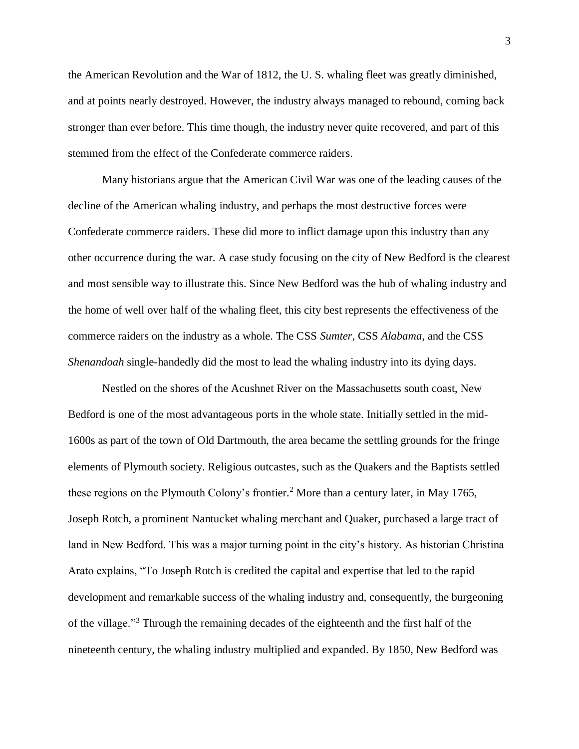the American Revolution and the War of 1812, the U. S. whaling fleet was greatly diminished, and at points nearly destroyed. However, the industry always managed to rebound, coming back stronger than ever before. This time though, the industry never quite recovered, and part of this stemmed from the effect of the Confederate commerce raiders.

Many historians argue that the American Civil War was one of the leading causes of the decline of the American whaling industry, and perhaps the most destructive forces were Confederate commerce raiders. These did more to inflict damage upon this industry than any other occurrence during the war. A case study focusing on the city of New Bedford is the clearest and most sensible way to illustrate this. Since New Bedford was the hub of whaling industry and the home of well over half of the whaling fleet, this city best represents the effectiveness of the commerce raiders on the industry as a whole. The CSS *Sumter*, CSS *Alabama*, and the CSS *Shenandoah* single-handedly did the most to lead the whaling industry into its dying days.

Nestled on the shores of the Acushnet River on the Massachusetts south coast, New Bedford is one of the most advantageous ports in the whole state. Initially settled in the mid-1600s as part of the town of Old Dartmouth, the area became the settling grounds for the fringe elements of Plymouth society. Religious outcastes, such as the Quakers and the Baptists settled these regions on the Plymouth Colony's frontier.[2] More than a century later, in May 1765, Joseph Rotch, a prominent Nantucket whaling merchant and Quaker, purchased a large tract of land in New Bedford. This was a major turning point in the city's history. As historian Christina Arato explains, "To Joseph Rotch is credited the capital and expertise that led to the rapid development and remarkable success of the whaling industry and, consequently, the burgeoning of the village."[3] Through the remaining decades of the eighteenth and the first half of the nineteenth century, the whaling industry multiplied and expanded. By 1850, New Bedford was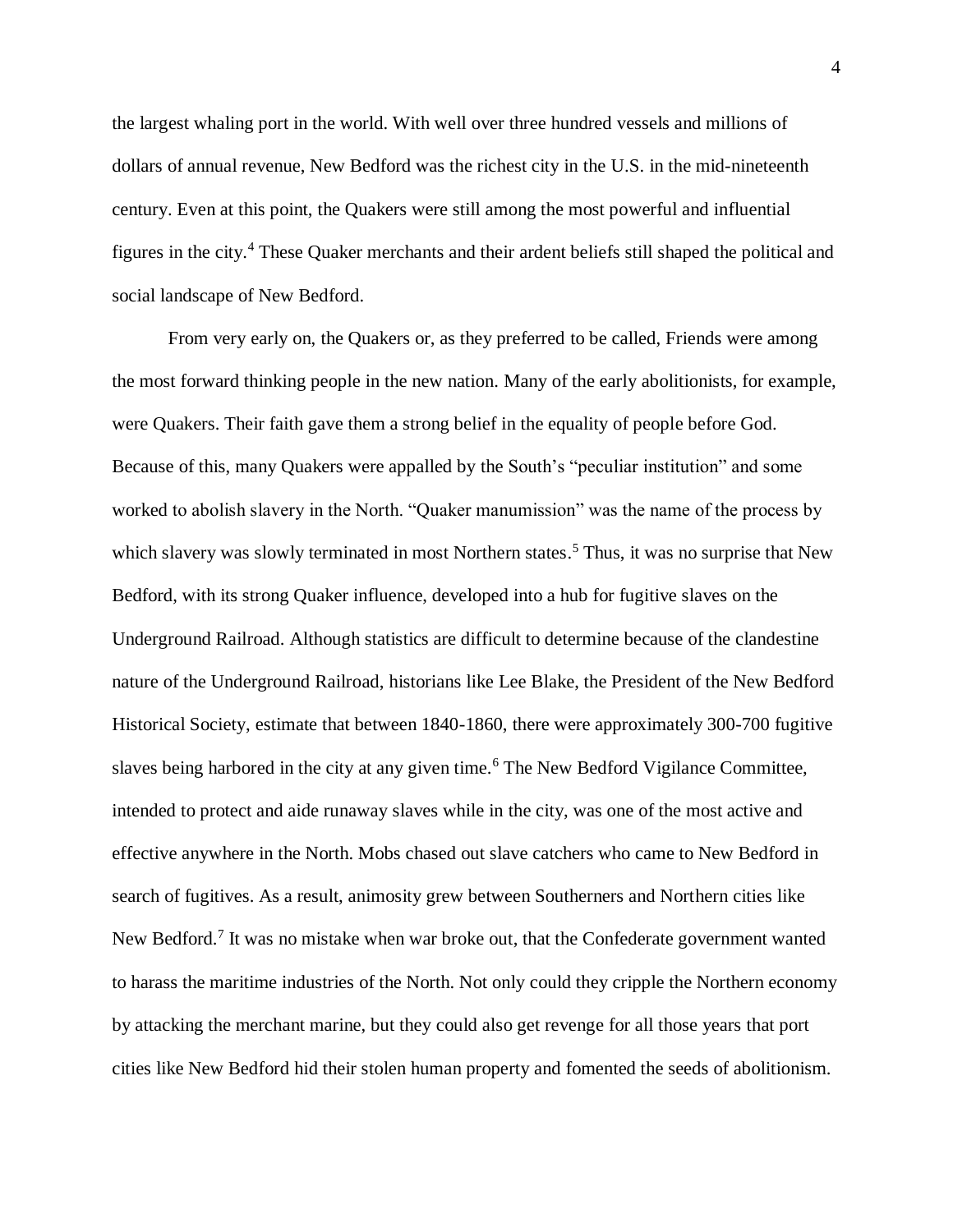the largest whaling port in the world. With well over three hundred vessels and millions of dollars of annual revenue, New Bedford was the richest city in the U.S. in the mid-nineteenth century. Even at this point, the Quakers were still among the most powerful and influential figures in the city.[4] These Quaker merchants and their ardent beliefs still shaped the political and social landscape of New Bedford.

From very early on, the Quakers or, as they preferred to be called, Friends were among the most forward thinking people in the new nation. Many of the early abolitionists, for example, were Quakers. Their faith gave them a strong belief in the equality of people before God. Because of this, many Quakers were appalled by the South's "peculiar institution" and some worked to abolish slavery in the North. "Quaker manumission" was the name of the process by which slavery was slowly terminated in most Northern states.[5] Thus, it was no surprise that New Bedford, with its strong Quaker influence, developed into a hub for fugitive slaves on the Underground Railroad. Although statistics are difficult to determine because of the clandestine nature of the Underground Railroad, historians like Lee Blake, the President of the New Bedford Historical Society, estimate that between 1840-1860, there were approximately 300-700 fugitive slaves being harbored in the city at any given time.[6] The New Bedford Vigilance Committee, intended to protect and aide runaway slaves while in the city, was one of the most active and effective anywhere in the North. Mobs chased out slave catchers who came to New Bedford in search of fugitives. As a result, animosity grew between Southerners and Northern cities like New Bedford.[7] It was no mistake when war broke out, that the Confederate government wanted to harass the maritime industries of the North. Not only could they cripple the Northern economy by attacking the merchant marine, but they could also get revenge for all those years that port cities like New Bedford hid their stolen human property and fomented the seeds of abolitionism.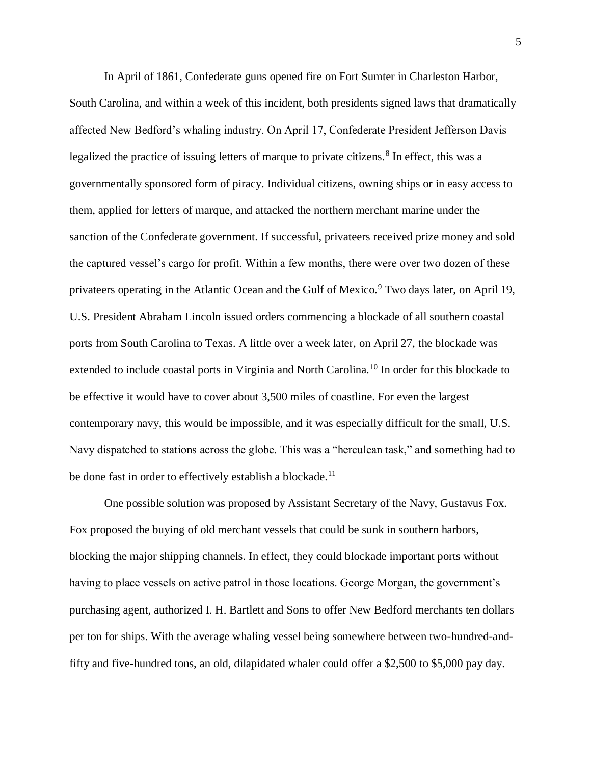In April of 1861, Confederate guns opened fire on Fort Sumter in Charleston Harbor, South Carolina, and within a week of this incident, both presidents signed laws that dramatically affected New Bedford's whaling industry. On April 17, Confederate President Jefferson Davis legalized the practice of issuing letters of marque to private citizens.[8] In effect, this was a governmentally sponsored form of piracy. Individual citizens, owning ships or in easy access to them, applied for letters of marque, and attacked the northern merchant marine under the sanction of the Confederate government. If successful, privateers received prize money and sold the captured vessel's cargo for profit. Within a few months, there were over two dozen of these privateers operating in the Atlantic Ocean and the Gulf of Mexico.[9] Two days later, on April 19, U.S. President Abraham Lincoln issued orders commencing a blockade of all southern coastal ports from South Carolina to Texas. A little over a week later, on April 27, the blockade was extended to include coastal ports in Virginia and North Carolina.[10] In order for this blockade to be effective it would have to cover about 3,500 miles of coastline. For even the largest contemporary navy, this would be impossible, and it was especially difficult for the small, U.S. Navy dispatched to stations across the globe. This was a "herculean task," and something had to be done fast in order to effectively establish a blockade.[11]

One possible solution was proposed by Assistant Secretary of the Navy, Gustavus Fox. Fox proposed the buying of old merchant vessels that could be sunk in southern harbors, blocking the major shipping channels. In effect, they could blockade important ports without having to place vessels on active patrol in those locations. George Morgan, the government's purchasing agent, authorized I. H. Bartlett and Sons to offer New Bedford merchants ten dollars per ton for ships. With the average whaling vessel being somewhere between two-hundred-and-fifty and five-hundred tons, an old, dilapidated whaler could offer a $2,500 to $5,000 pay day.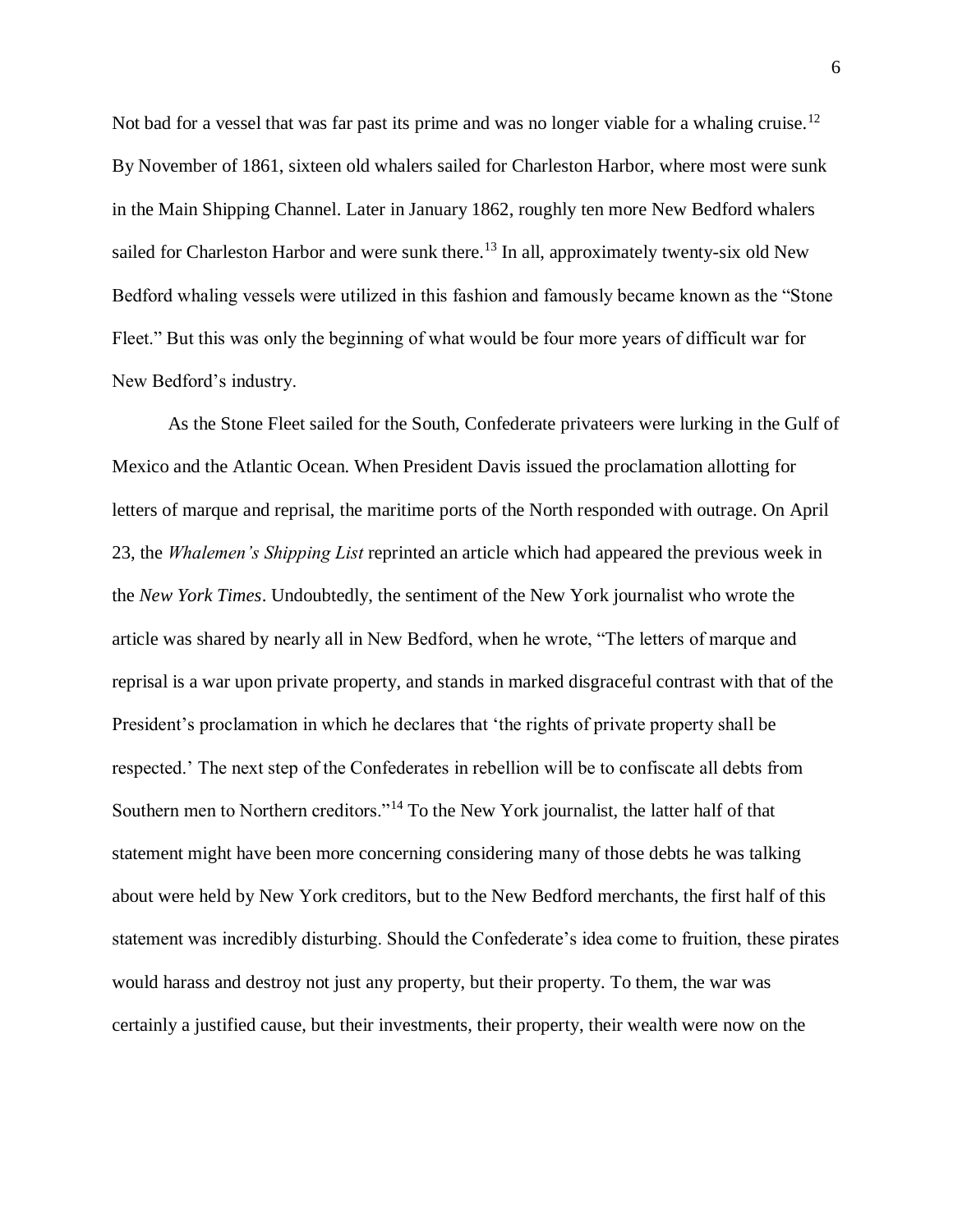Not bad for a vessel that was far past its prime and was no longer viable for a whaling cruise.[12] By November of 1861, sixteen old whalers sailed for Charleston Harbor, where most were sunk in the Main Shipping Channel. Later in January 1862, roughly ten more New Bedford whalers sailed for Charleston Harbor and were sunk there.[13] In all, approximately twenty-six old New Bedford whaling vessels were utilized in this fashion and famously became known as the "Stone Fleet." But this was only the beginning of what would be four more years of difficult war for New Bedford's industry.

As the Stone Fleet sailed for the South, Confederate privateers were lurking in the Gulf of Mexico and the Atlantic Ocean. When President Davis issued the proclamation allotting for letters of marque and reprisal, the maritime ports of the North responded with outrage. On April 23, the *Whalemen's Shipping List* reprinted an article which had appeared the previous week in the *New York Times*. Undoubtedly, the sentiment of the New York journalist who wrote the article was shared by nearly all in New Bedford, when he wrote, "The letters of marque and reprisal is a war upon private property, and stands in marked disgraceful contrast with that of the President's proclamation in which he declares that 'the rights of private property shall be respected.' The next step of the Confederates in rebellion will be to confiscate all debts from Southern men to Northern creditors."[14] To the New York journalist, the latter half of that statement might have been more concerning considering many of those debts he was talking about were held by New York creditors, but to the New Bedford merchants, the first half of this statement was incredibly disturbing. Should the Confederate's idea come to fruition, these pirates would harass and destroy not just any property, but their property. To them, the war was certainly a justified cause, but their investments, their property, their wealth were now on the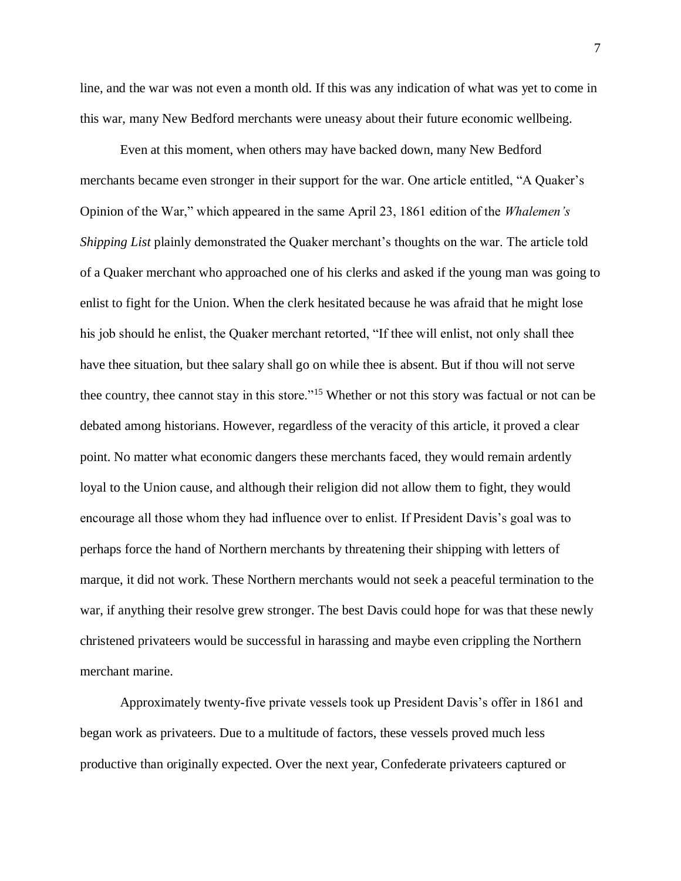line, and the war was not even a month old. If this was any indication of what was yet to come in this war, many New Bedford merchants were uneasy about their future economic wellbeing.

Even at this moment, when others may have backed down, many New Bedford merchants became even stronger in their support for the war. One article entitled, "A Quaker's Opinion of the War," which appeared in the same April 23, 1861 edition of the *Whalemen's Shipping List* plainly demonstrated the Quaker merchant's thoughts on the war. The article told of a Quaker merchant who approached one of his clerks and asked if the young man was going to enlist to fight for the Union. When the clerk hesitated because he was afraid that he might lose his job should he enlist, the Quaker merchant retorted, "If thee will enlist, not only shall thee have thee situation, but thee salary shall go on while thee is absent. But if thou will not serve thee country, thee cannot stay in this store."[15] Whether or not this story was factual or not can be debated among historians. However, regardless of the veracity of this article, it proved a clear point. No matter what economic dangers these merchants faced, they would remain ardently loyal to the Union cause, and although their religion did not allow them to fight, they would encourage all those whom they had influence over to enlist. If President Davis's goal was to perhaps force the hand of Northern merchants by threatening their shipping with letters of marque, it did not work. These Northern merchants would not seek a peaceful termination to the war, if anything their resolve grew stronger. The best Davis could hope for was that these newly christened privateers would be successful in harassing and maybe even crippling the Northern merchant marine.

Approximately twenty-five private vessels took up President Davis's offer in 1861 and began work as privateers. Due to a multitude of factors, these vessels proved much less productive than originally expected. Over the next year, Confederate privateers captured or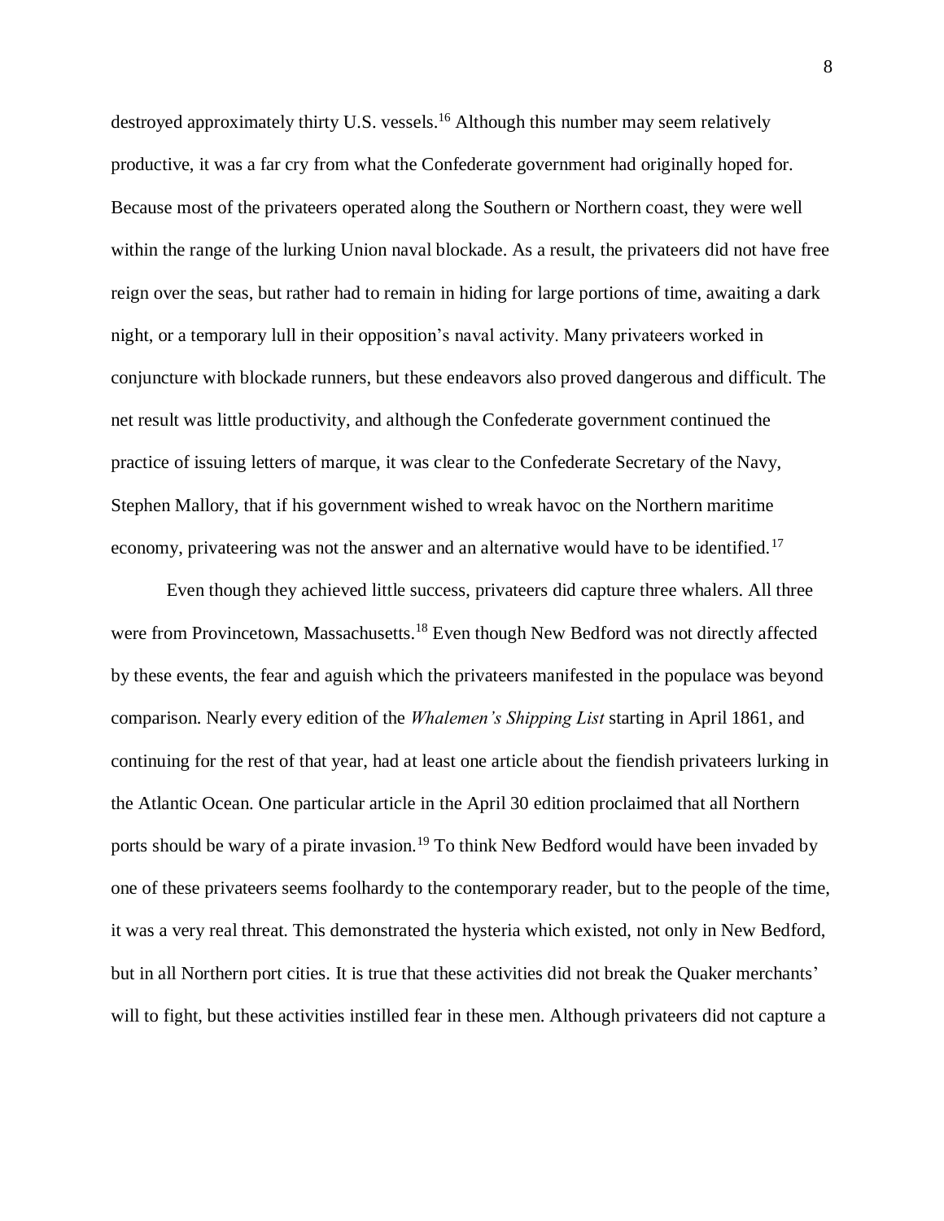destroyed approximately thirty U.S. vessels.[16] Although this number may seem relatively productive, it was a far cry from what the Confederate government had originally hoped for. Because most of the privateers operated along the Southern or Northern coast, they were well within the range of the lurking Union naval blockade. As a result, the privateers did not have free reign over the seas, but rather had to remain in hiding for large portions of time, awaiting a dark night, or a temporary lull in their opposition's naval activity. Many privateers worked in conjuncture with blockade runners, but these endeavors also proved dangerous and difficult. The net result was little productivity, and although the Confederate government continued the practice of issuing letters of marque, it was clear to the Confederate Secretary of the Navy, Stephen Mallory, that if his government wished to wreak havoc on the Northern maritime economy, privateering was not the answer and an alternative would have to be identified.[17]

Even though they achieved little success, privateers did capture three whalers. All three were from Provincetown, Massachusetts.[18] Even though New Bedford was not directly affected by these events, the fear and aguish which the privateers manifested in the populace was beyond comparison. Nearly every edition of the *Whalemen's Shipping List* starting in April 1861, and continuing for the rest of that year, had at least one article about the fiendish privateers lurking in the Atlantic Ocean. One particular article in the April 30 edition proclaimed that all Northern ports should be wary of a pirate invasion.[19] To think New Bedford would have been invaded by one of these privateers seems foolhardy to the contemporary reader, but to the people of the time, it was a very real threat. This demonstrated the hysteria which existed, not only in New Bedford, but in all Northern port cities. It is true that these activities did not break the Quaker merchants' will to fight, but these activities instilled fear in these men. Although privateers did not capture a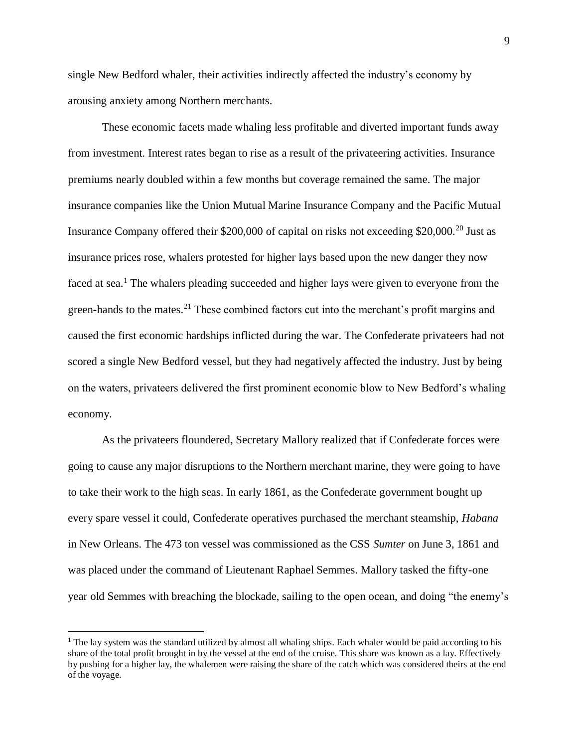single New Bedford whaler, their activities indirectly affected the industry's economy by arousing anxiety among Northern merchants.

These economic facets made whaling less profitable and diverted important funds away from investment. Interest rates began to rise as a result of the privateering activities. Insurance premiums nearly doubled within a few months but coverage remained the same. The major insurance companies like the Union Mutual Marine Insurance Company and the Pacific Mutual Insurance Company offered their $200,000 of capital on risks not exceeding $20,000.[20] Just as insurance prices rose, whalers protested for higher lays based upon the new danger they now faced at sea.[1] The whalers pleading succeeded and higher lays were given to everyone from the green-hands to the mates.[21] These combined factors cut into the merchant's profit margins and caused the first economic hardships inflicted during the war. The Confederate privateers had not scored a single New Bedford vessel, but they had negatively affected the industry. Just by being on the waters, privateers delivered the first prominent economic blow to New Bedford's whaling economy.

As the privateers floundered, Secretary Mallory realized that if Confederate forces were going to cause any major disruptions to the Northern merchant marine, they were going to have to take their work to the high seas. In early 1861, as the Confederate government bought up every spare vessel it could, Confederate operatives purchased the merchant steamship, *Habana* in New Orleans. The 473 ton vessel was commissioned as the CSS *Sumter* on June 3, 1861 and was placed under the command of Lieutenant Raphael Semmes. Mallory tasked the fifty-one year old Semmes with breaching the blockade, sailing to the open ocean, and doing "the enemy's

[1] The lay system was the standard utilized by almost all whaling ships. Each whaler would be paid according to his share of the total profit brought in by the vessel at the end of the cruise. This share was known as a lay. Effectively by pushing for a higher lay, the whalemen were raising the share of the catch which was considered theirs at the end of the voyage.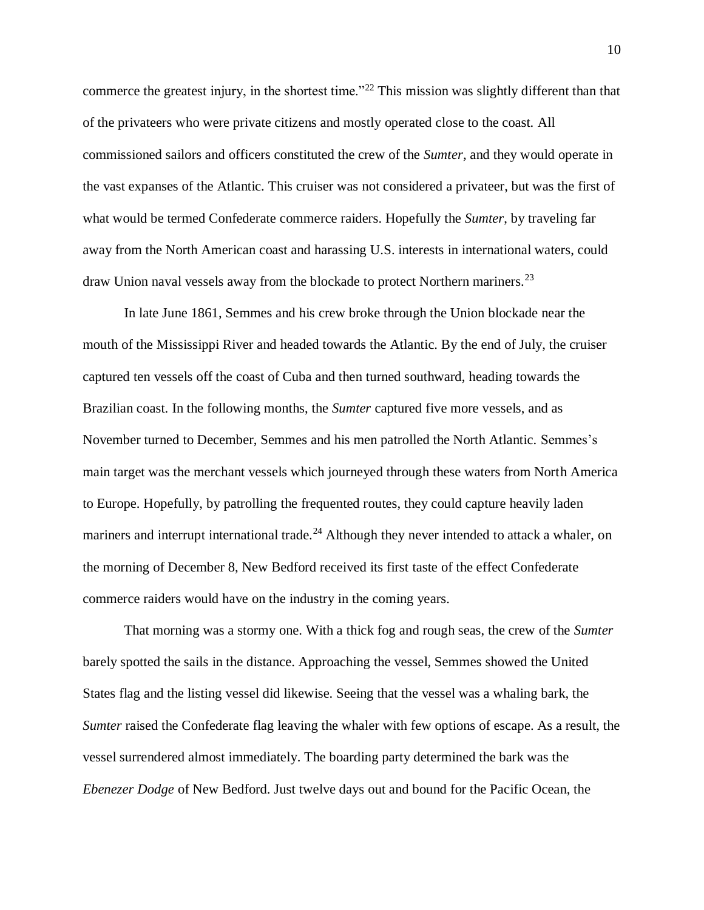commerce the greatest injury, in the shortest time."[22] This mission was slightly different than that of the privateers who were private citizens and mostly operated close to the coast. All commissioned sailors and officers constituted the crew of the *Sumter*, and they would operate in the vast expanses of the Atlantic. This cruiser was not considered a privateer, but was the first of what would be termed Confederate commerce raiders. Hopefully the *Sumter*, by traveling far away from the North American coast and harassing U.S. interests in international waters, could draw Union naval vessels away from the blockade to protect Northern mariners.[23]

In late June 1861, Semmes and his crew broke through the Union blockade near the mouth of the Mississippi River and headed towards the Atlantic. By the end of July, the cruiser captured ten vessels off the coast of Cuba and then turned southward, heading towards the Brazilian coast. In the following months, the *Sumter* captured five more vessels, and as November turned to December, Semmes and his men patrolled the North Atlantic. Semmes's main target was the merchant vessels which journeyed through these waters from North America to Europe. Hopefully, by patrolling the frequented routes, they could capture heavily laden mariners and interrupt international trade.[24] Although they never intended to attack a whaler, on the morning of December 8, New Bedford received its first taste of the effect Confederate commerce raiders would have on the industry in the coming years.

That morning was a stormy one. With a thick fog and rough seas, the crew of the *Sumter* barely spotted the sails in the distance. Approaching the vessel, Semmes showed the United States flag and the listing vessel did likewise. Seeing that the vessel was a whaling bark, the *Sumter* raised the Confederate flag leaving the whaler with few options of escape. As a result, the vessel surrendered almost immediately. The boarding party determined the bark was the *Ebenezer Dodge* of New Bedford. Just twelve days out and bound for the Pacific Ocean, the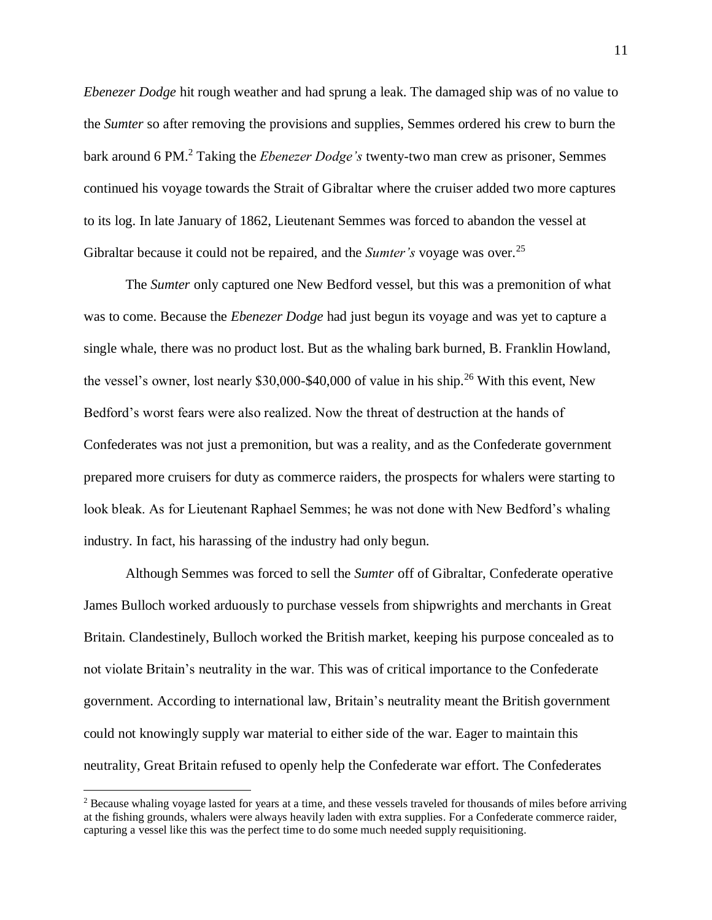*Ebenezer Dodge* hit rough weather and had sprung a leak. The damaged ship was of no value to the *Sumter* so after removing the provisions and supplies, Semmes ordered his crew to burn the bark around 6 PM.[2] Taking the *Ebenezer Dodge's* twenty-two man crew as prisoner, Semmes continued his voyage towards the Strait of Gibraltar where the cruiser added two more captures to its log. In late January of 1862, Lieutenant Semmes was forced to abandon the vessel at Gibraltar because it could not be repaired, and the *Sumter's* voyage was over.[25]

The *Sumter* only captured one New Bedford vessel, but this was a premonition of what was to come. Because the *Ebenezer Dodge* had just begun its voyage and was yet to capture a single whale, there was no product lost. But as the whaling bark burned, B. Franklin Howland, the vessel's owner, lost nearly $30,000-$40,000 of value in his ship.[26] With this event, New Bedford's worst fears were also realized. Now the threat of destruction at the hands of Confederates was not just a premonition, but was a reality, and as the Confederate government prepared more cruisers for duty as commerce raiders, the prospects for whalers were starting to look bleak. As for Lieutenant Raphael Semmes; he was not done with New Bedford's whaling industry. In fact, his harassing of the industry had only begun.

Although Semmes was forced to sell the *Sumter* off of Gibraltar, Confederate operative James Bulloch worked arduously to purchase vessels from shipwrights and merchants in Great Britain. Clandestinely, Bulloch worked the British market, keeping his purpose concealed as to not violate Britain's neutrality in the war. This was of critical importance to the Confederate government. According to international law, Britain's neutrality meant the British government could not knowingly supply war material to either side of the war. Eager to maintain this neutrality, Great Britain refused to openly help the Confederate war effort. The Confederates

[2] Because whaling voyage lasted for years at a time, and these vessels traveled for thousands of miles before arriving at the fishing grounds, whalers were always heavily laden with extra supplies. For a Confederate commerce raider, capturing a vessel like this was the perfect time to do some much needed supply requisitioning.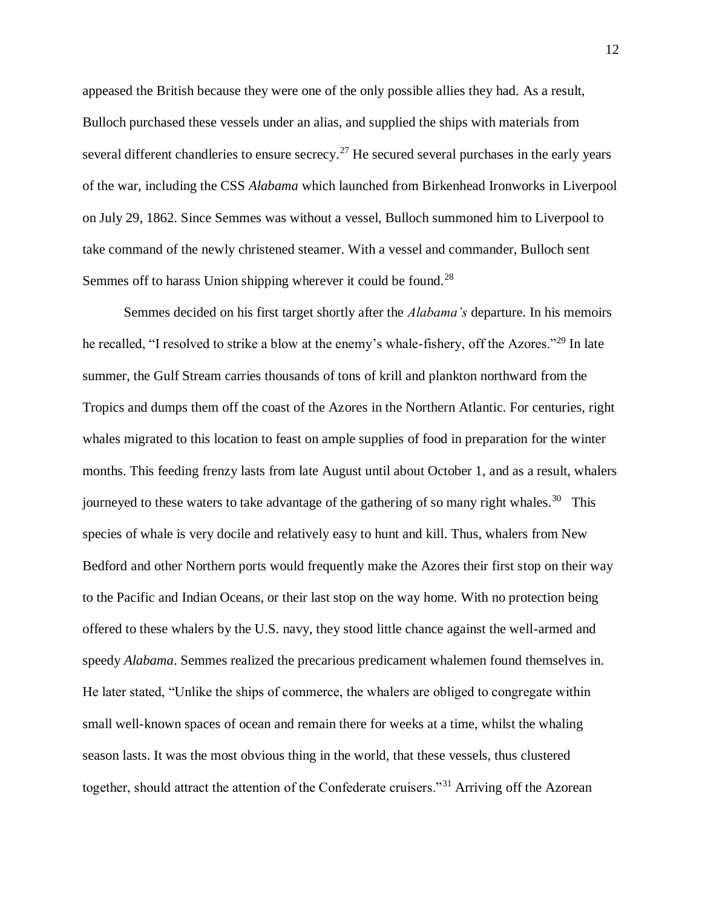appeased the British because they were one of the only possible allies they had. As a result, Bulloch purchased these vessels under an alias, and supplied the ships with materials from several different chandleries to ensure secrecy.[27] He secured several purchases in the early years of the war, including the CSS *Alabama* which launched from Birkenhead Ironworks in Liverpool on July 29, 1862. Since Semmes was without a vessel, Bulloch summoned him to Liverpool to take command of the newly christened steamer. With a vessel and commander, Bulloch sent Semmes off to harass Union shipping wherever it could be found.[28]

Semmes decided on his first target shortly after the *Alabama's* departure. In his memoirs he recalled, "I resolved to strike a blow at the enemy's whale-fishery, off the Azores."[29] In late summer, the Gulf Stream carries thousands of tons of krill and plankton northward from the Tropics and dumps them off the coast of the Azores in the Northern Atlantic. For centuries, right whales migrated to this location to feast on ample supplies of food in preparation for the winter months. This feeding frenzy lasts from late August until about October 1, and as a result, whalers journeyed to these waters to take advantage of the gathering of so many right whales.[30] This species of whale is very docile and relatively easy to hunt and kill. Thus, whalers from New Bedford and other Northern ports would frequently make the Azores their first stop on their way to the Pacific and Indian Oceans, or their last stop on the way home. With no protection being offered to these whalers by the U.S. navy, they stood little chance against the well-armed and speedy *Alabama*. Semmes realized the precarious predicament whalemen found themselves in. He later stated, "Unlike the ships of commerce, the whalers are obliged to congregate within small well-known spaces of ocean and remain there for weeks at a time, whilst the whaling season lasts. It was the most obvious thing in the world, that these vessels, thus clustered together, should attract the attention of the Confederate cruisers."[31] Arriving off the Azorean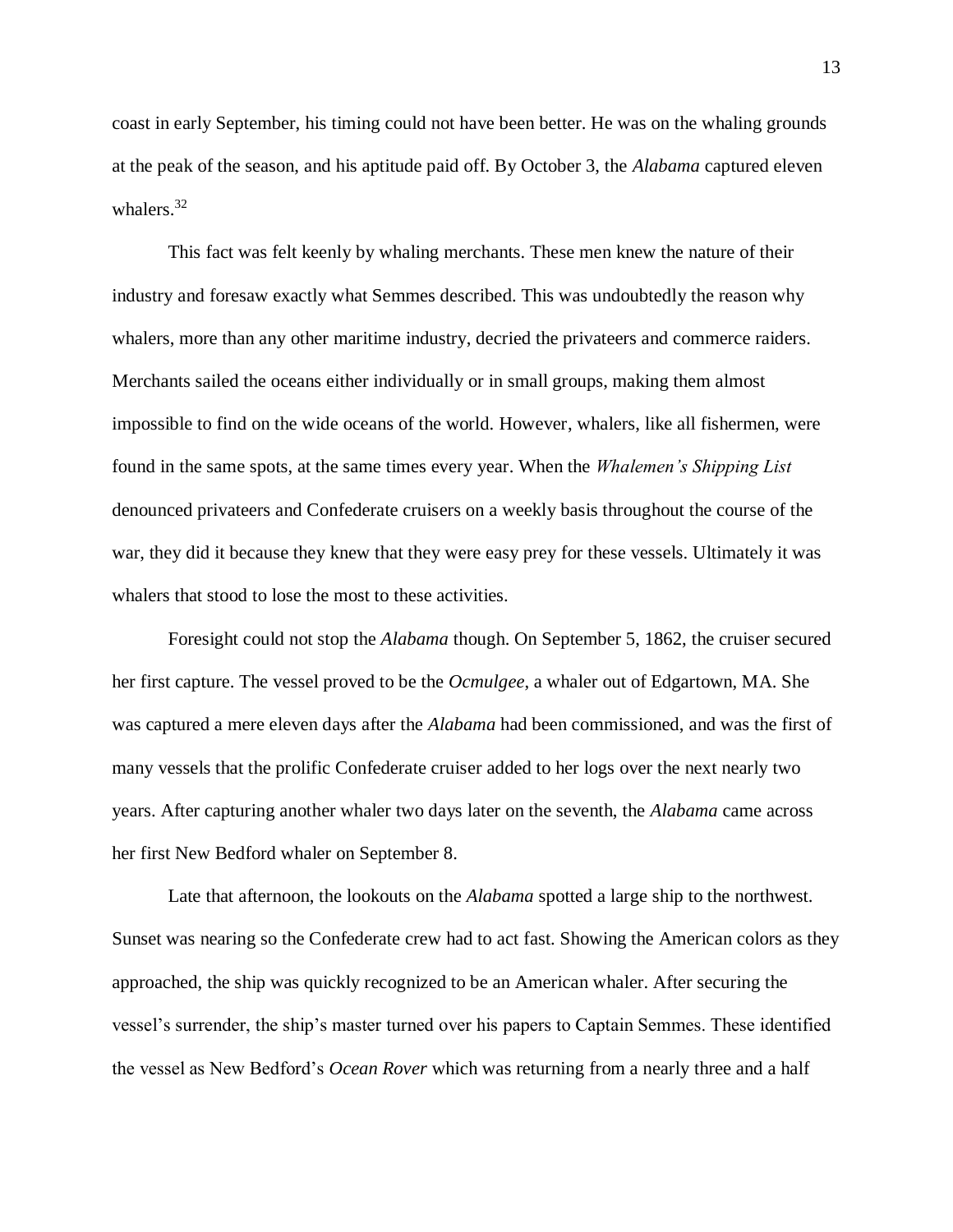coast in early September, his timing could not have been better. He was on the whaling grounds at the peak of the season, and his aptitude paid off. By October 3, the *Alabama* captured eleven whalers.[32]

This fact was felt keenly by whaling merchants. These men knew the nature of their industry and foresaw exactly what Semmes described. This was undoubtedly the reason why whalers, more than any other maritime industry, decried the privateers and commerce raiders. Merchants sailed the oceans either individually or in small groups, making them almost impossible to find on the wide oceans of the world. However, whalers, like all fishermen, were found in the same spots, at the same times every year. When the *Whalemen's Shipping List* denounced privateers and Confederate cruisers on a weekly basis throughout the course of the war, they did it because they knew that they were easy prey for these vessels. Ultimately it was whalers that stood to lose the most to these activities.

Foresight could not stop the *Alabama* though. On September 5, 1862, the cruiser secured her first capture. The vessel proved to be the *Ocmulgee*, a whaler out of Edgartown, MA. She was captured a mere eleven days after the *Alabama* had been commissioned, and was the first of many vessels that the prolific Confederate cruiser added to her logs over the next nearly two years. After capturing another whaler two days later on the seventh, the *Alabama* came across her first New Bedford whaler on September 8.

Late that afternoon, the lookouts on the *Alabama* spotted a large ship to the northwest. Sunset was nearing so the Confederate crew had to act fast. Showing the American colors as they approached, the ship was quickly recognized to be an American whaler. After securing the vessel's surrender, the ship's master turned over his papers to Captain Semmes. These identified the vessel as New Bedford's *Ocean Rover* which was returning from a nearly three and a half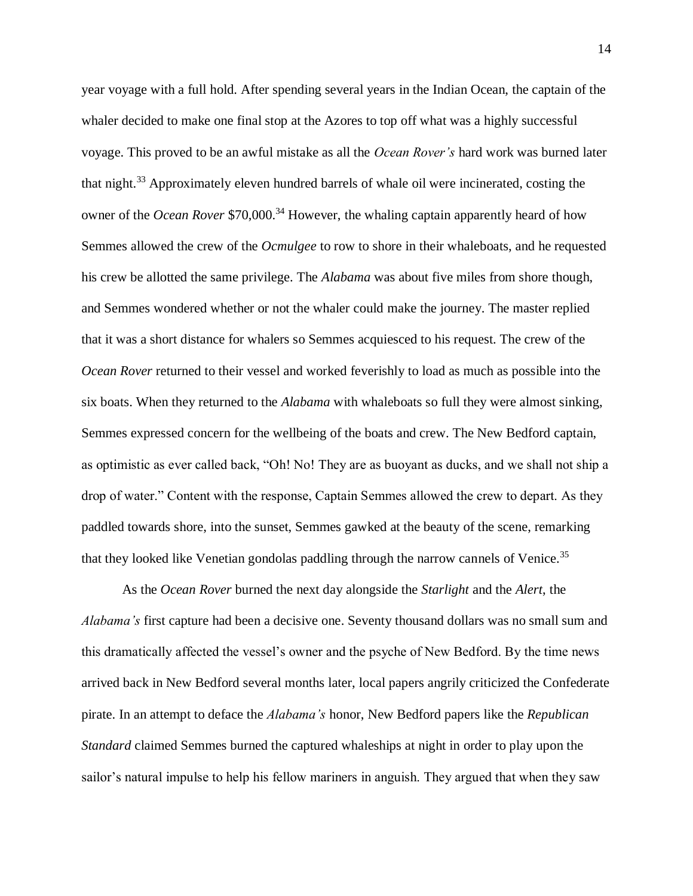year voyage with a full hold. After spending several years in the Indian Ocean, the captain of the whaler decided to make one final stop at the Azores to top off what was a highly successful voyage. This proved to be an awful mistake as all the *Ocean Rover's* hard work was burned later that night.[33] Approximately eleven hundred barrels of whale oil were incinerated, costing the owner of the *Ocean Rover* $70,000.[34] However, the whaling captain apparently heard of how Semmes allowed the crew of the *Ocmulgee* to row to shore in their whaleboats, and he requested his crew be allotted the same privilege. The *Alabama* was about five miles from shore though, and Semmes wondered whether or not the whaler could make the journey. The master replied that it was a short distance for whalers so Semmes acquiesced to his request. The crew of the *Ocean Rover* returned to their vessel and worked feverishly to load as much as possible into the six boats. When they returned to the *Alabama* with whaleboats so full they were almost sinking, Semmes expressed concern for the wellbeing of the boats and crew. The New Bedford captain, as optimistic as ever called back, "Oh! No! They are as buoyant as ducks, and we shall not ship a drop of water." Content with the response, Captain Semmes allowed the crew to depart. As they paddled towards shore, into the sunset, Semmes gawked at the beauty of the scene, remarking that they looked like Venetian gondolas paddling through the narrow cannels of Venice.[35]

As the *Ocean Rover* burned the next day alongside the *Starlight* and the *Alert*, the *Alabama's* first capture had been a decisive one. Seventy thousand dollars was no small sum and this dramatically affected the vessel's owner and the psyche of New Bedford. By the time news arrived back in New Bedford several months later, local papers angrily criticized the Confederate pirate. In an attempt to deface the *Alabama's* honor, New Bedford papers like the *Republican Standard* claimed Semmes burned the captured whaleships at night in order to play upon the sailor's natural impulse to help his fellow mariners in anguish. They argued that when they saw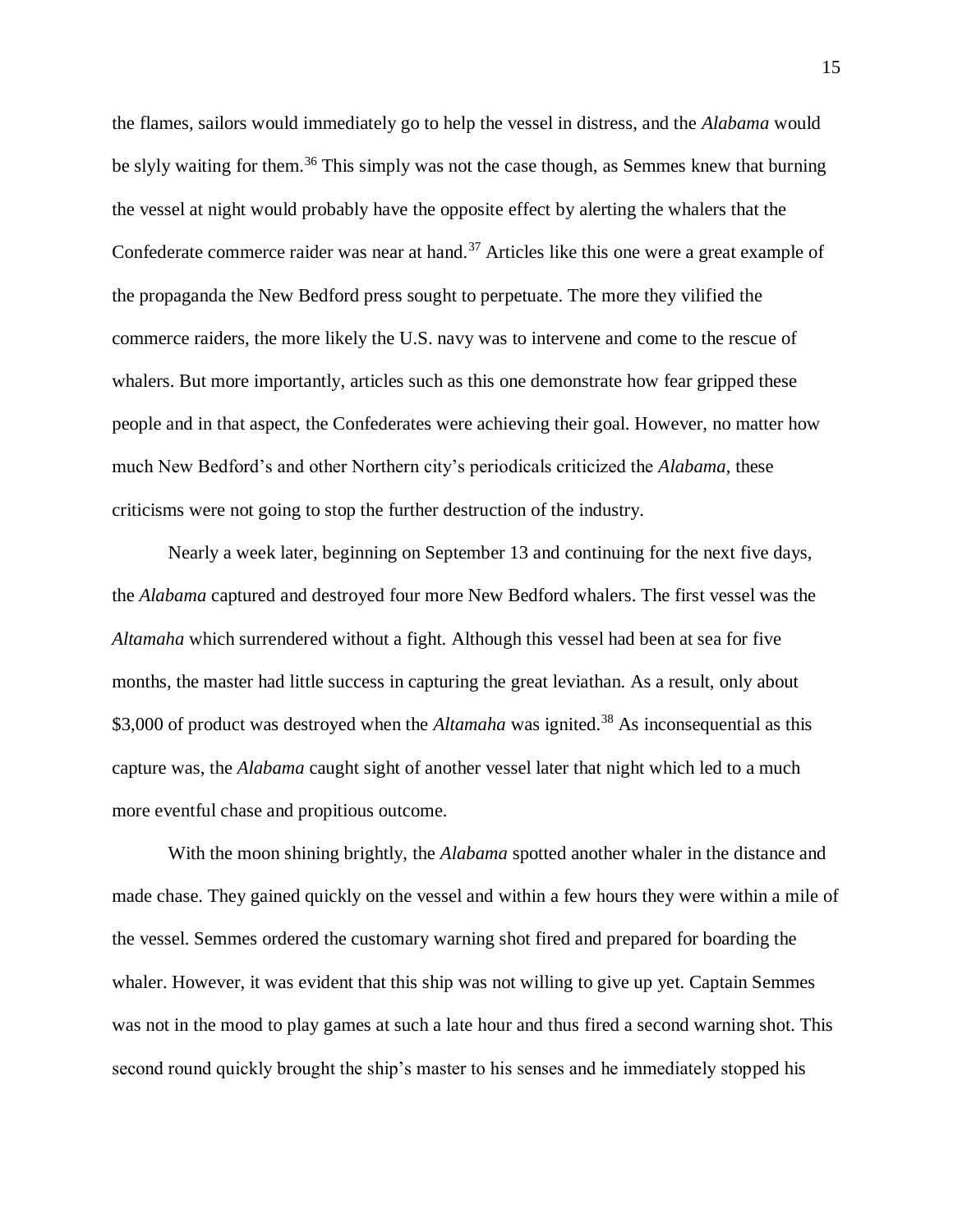the flames, sailors would immediately go to help the vessel in distress, and the *Alabama* would be slyly waiting for them.[36] This simply was not the case though, as Semmes knew that burning the vessel at night would probably have the opposite effect by alerting the whalers that the Confederate commerce raider was near at hand.[37] Articles like this one were a great example of the propaganda the New Bedford press sought to perpetuate. The more they vilified the commerce raiders, the more likely the U.S. navy was to intervene and come to the rescue of whalers. But more importantly, articles such as this one demonstrate how fear gripped these people and in that aspect, the Confederates were achieving their goal. However, no matter how much New Bedford's and other Northern city's periodicals criticized the *Alabama*, these criticisms were not going to stop the further destruction of the industry.

Nearly a week later, beginning on September 13 and continuing for the next five days, the *Alabama* captured and destroyed four more New Bedford whalers. The first vessel was the *Altamaha* which surrendered without a fight. Although this vessel had been at sea for five months, the master had little success in capturing the great leviathan. As a result, only about $3,000 of product was destroyed when the *Altamaha* was ignited.[38] As inconsequential as this capture was, the *Alabama* caught sight of another vessel later that night which led to a much more eventful chase and propitious outcome.

With the moon shining brightly, the *Alabama* spotted another whaler in the distance and made chase. They gained quickly on the vessel and within a few hours they were within a mile of the vessel. Semmes ordered the customary warning shot fired and prepared for boarding the whaler. However, it was evident that this ship was not willing to give up yet. Captain Semmes was not in the mood to play games at such a late hour and thus fired a second warning shot. This second round quickly brought the ship's master to his senses and he immediately stopped his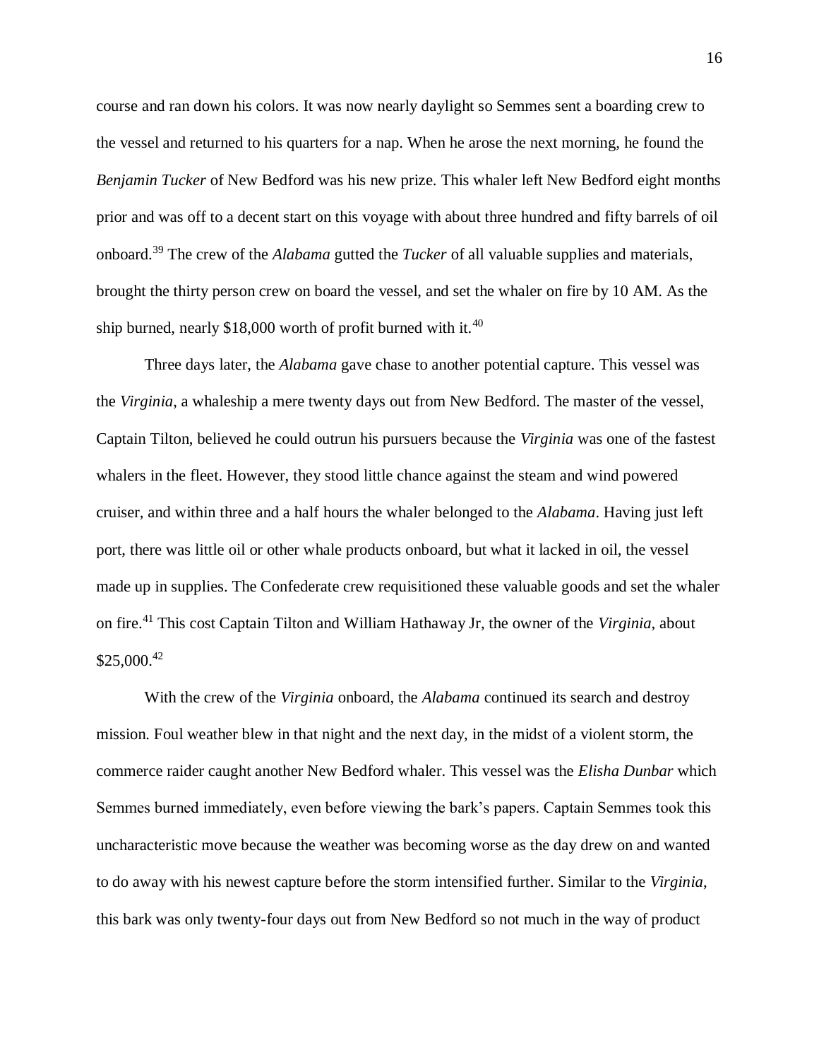course and ran down his colors. It was now nearly daylight so Semmes sent a boarding crew to the vessel and returned to his quarters for a nap. When he arose the next morning, he found the *Benjamin Tucker* of New Bedford was his new prize. This whaler left New Bedford eight months prior and was off to a decent start on this voyage with about three hundred and fifty barrels of oil onboard.[39] The crew of the *Alabama* gutted the *Tucker* of all valuable supplies and materials, brought the thirty person crew on board the vessel, and set the whaler on fire by 10 AM. As the ship burned, nearly $18,000 worth of profit burned with it.[40]

Three days later, the *Alabama* gave chase to another potential capture. This vessel was the *Virginia*, a whaleship a mere twenty days out from New Bedford. The master of the vessel, Captain Tilton, believed he could outrun his pursuers because the *Virginia* was one of the fastest whalers in the fleet. However, they stood little chance against the steam and wind powered cruiser, and within three and a half hours the whaler belonged to the *Alabama*. Having just left port, there was little oil or other whale products onboard, but what it lacked in oil, the vessel made up in supplies. The Confederate crew requisitioned these valuable goods and set the whaler on fire.[41] This cost Captain Tilton and William Hathaway Jr, the owner of the *Virginia*, about $25,000.[42]

With the crew of the *Virginia* onboard, the *Alabama* continued its search and destroy mission. Foul weather blew in that night and the next day, in the midst of a violent storm, the commerce raider caught another New Bedford whaler. This vessel was the *Elisha Dunbar* which Semmes burned immediately, even before viewing the bark's papers. Captain Semmes took this uncharacteristic move because the weather was becoming worse as the day drew on and wanted to do away with his newest capture before the storm intensified further. Similar to the *Virginia*, this bark was only twenty-four days out from New Bedford so not much in the way of product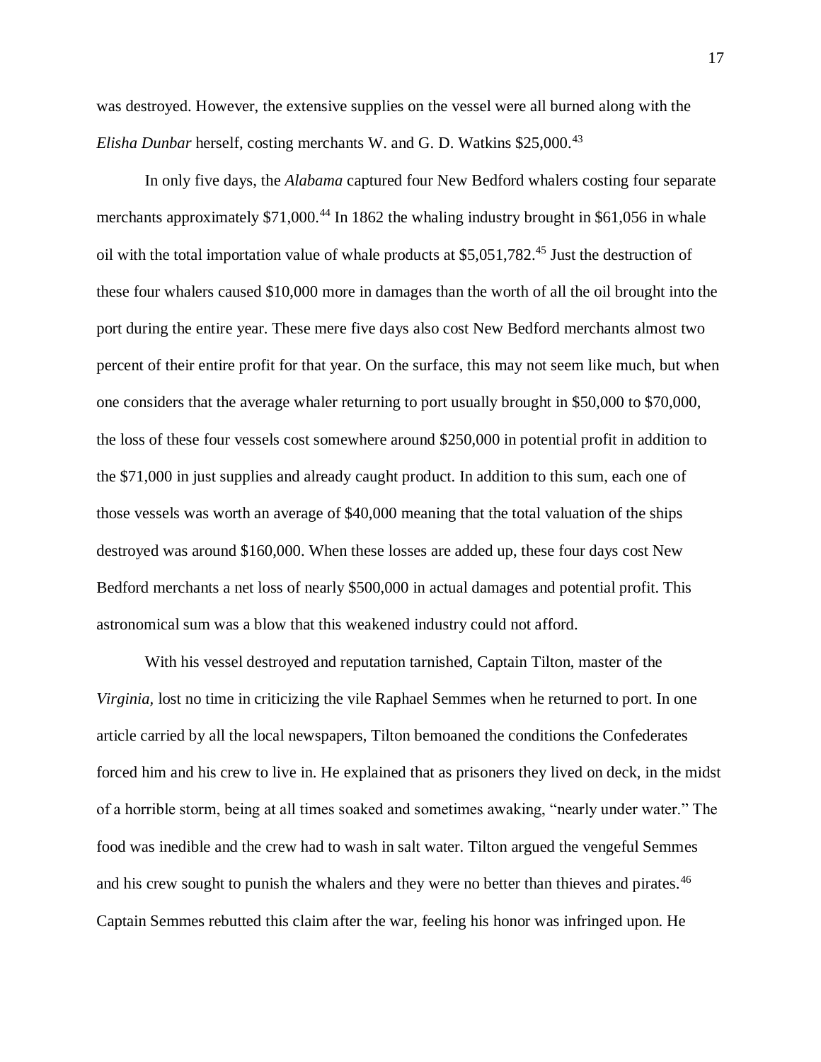was destroyed. However, the extensive supplies on the vessel were all burned along with the *Elisha Dunbar* herself, costing merchants W. and G. D. Watkins $25,000.[43]

In only five days, the *Alabama* captured four New Bedford whalers costing four separate merchants approximately $71,000.[44] In 1862 the whaling industry brought in $61,056 in whale oil with the total importation value of whale products at $5,051,782.[45] Just the destruction of these four whalers caused $10,000 more in damages than the worth of all the oil brought into the port during the entire year. These mere five days also cost New Bedford merchants almost two percent of their entire profit for that year. On the surface, this may not seem like much, but when one considers that the average whaler returning to port usually brought in $50,000 to $70,000, the loss of these four vessels cost somewhere around $250,000 in potential profit in addition to the $71,000 in just supplies and already caught product. In addition to this sum, each one of those vessels was worth an average of $40,000 meaning that the total valuation of the ships destroyed was around $160,000. When these losses are added up, these four days cost New Bedford merchants a net loss of nearly $500,000 in actual damages and potential profit. This astronomical sum was a blow that this weakened industry could not afford.

With his vessel destroyed and reputation tarnished, Captain Tilton, master of the *Virginia*, lost no time in criticizing the vile Raphael Semmes when he returned to port. In one article carried by all the local newspapers, Tilton bemoaned the conditions the Confederates forced him and his crew to live in. He explained that as prisoners they lived on deck, in the midst of a horrible storm, being at all times soaked and sometimes awaking, "nearly under water." The food was inedible and the crew had to wash in salt water. Tilton argued the vengeful Semmes and his crew sought to punish the whalers and they were no better than thieves and pirates.[46] Captain Semmes rebutted this claim after the war, feeling his honor was infringed upon. He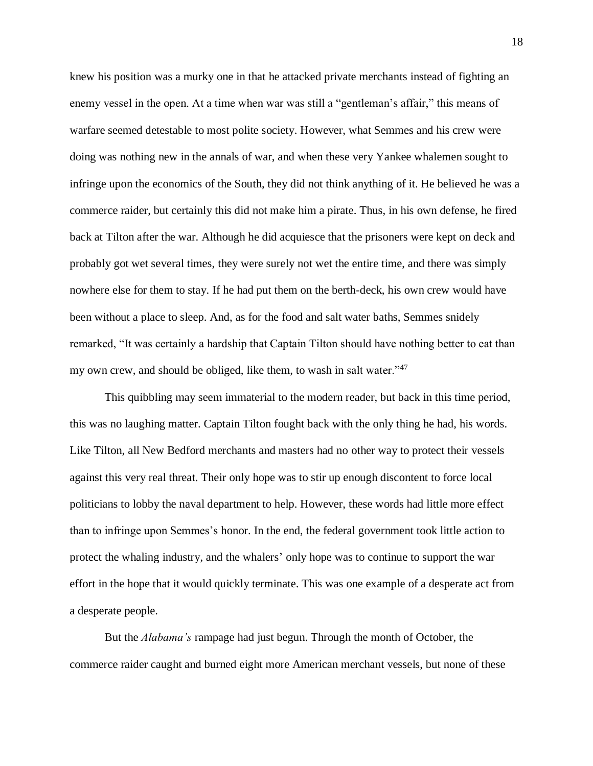knew his position was a murky one in that he attacked private merchants instead of fighting an enemy vessel in the open. At a time when war was still a "gentleman's affair," this means of warfare seemed detestable to most polite society. However, what Semmes and his crew were doing was nothing new in the annals of war, and when these very Yankee whalemen sought to infringe upon the economics of the South, they did not think anything of it. He believed he was a commerce raider, but certainly this did not make him a pirate. Thus, in his own defense, he fired back at Tilton after the war. Although he did acquiesce that the prisoners were kept on deck and probably got wet several times, they were surely not wet the entire time, and there was simply nowhere else for them to stay. If he had put them on the berth-deck, his own crew would have been without a place to sleep. And, as for the food and salt water baths, Semmes snidely remarked, "It was certainly a hardship that Captain Tilton should have nothing better to eat than my own crew, and should be obliged, like them, to wash in salt water."[47]

This quibbling may seem immaterial to the modern reader, but back in this time period, this was no laughing matter. Captain Tilton fought back with the only thing he had, his words. Like Tilton, all New Bedford merchants and masters had no other way to protect their vessels against this very real threat. Their only hope was to stir up enough discontent to force local politicians to lobby the naval department to help. However, these words had little more effect than to infringe upon Semmes's honor. In the end, the federal government took little action to protect the whaling industry, and the whalers' only hope was to continue to support the war effort in the hope that it would quickly terminate. This was one example of a desperate act from a desperate people.

But the *Alabama's* rampage had just begun. Through the month of October, the commerce raider caught and burned eight more American merchant vessels, but none of these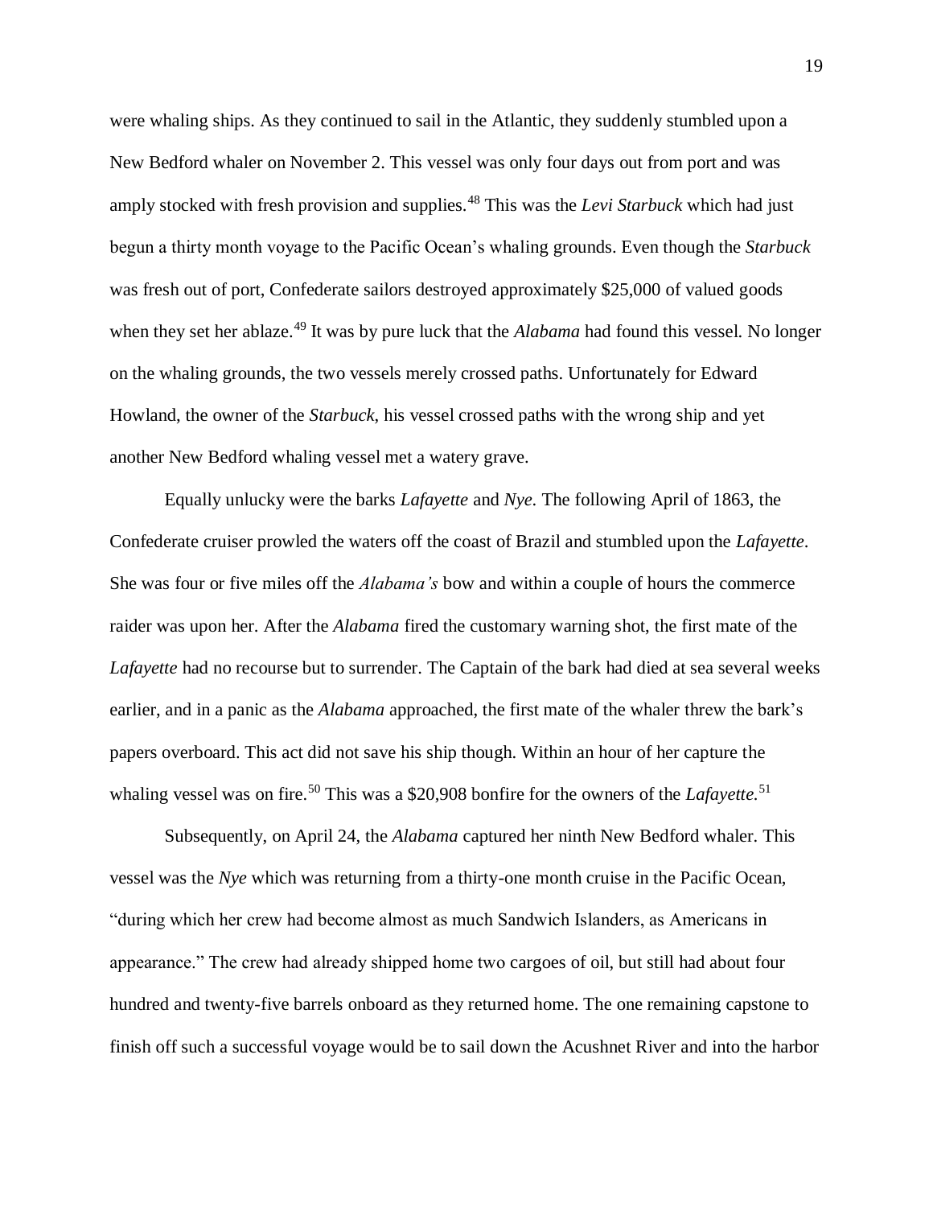were whaling ships. As they continued to sail in the Atlantic, they suddenly stumbled upon a New Bedford whaler on November 2. This vessel was only four days out from port and was amply stocked with fresh provision and supplies.[48] This was the *Levi Starbuck* which had just begun a thirty month voyage to the Pacific Ocean's whaling grounds. Even though the *Starbuck* was fresh out of port, Confederate sailors destroyed approximately $25,000 of valued goods when they set her ablaze.[49] It was by pure luck that the *Alabama* had found this vessel. No longer on the whaling grounds, the two vessels merely crossed paths. Unfortunately for Edward Howland, the owner of the *Starbuck*, his vessel crossed paths with the wrong ship and yet another New Bedford whaling vessel met a watery grave.

Equally unlucky were the barks *Lafayette* and *Nye*. The following April of 1863, the Confederate cruiser prowled the waters off the coast of Brazil and stumbled upon the *Lafayette*. She was four or five miles off the *Alabama's* bow and within a couple of hours the commerce raider was upon her. After the *Alabama* fired the customary warning shot, the first mate of the *Lafayette* had no recourse but to surrender. The Captain of the bark had died at sea several weeks earlier, and in a panic as the *Alabama* approached, the first mate of the whaler threw the bark's papers overboard. This act did not save his ship though. Within an hour of her capture the whaling vessel was on fire.[50] This was a $20,908 bonfire for the owners of the *Lafayette.*[51]

Subsequently, on April 24, the *Alabama* captured her ninth New Bedford whaler. This vessel was the *Nye* which was returning from a thirty-one month cruise in the Pacific Ocean, "during which her crew had become almost as much Sandwich Islanders, as Americans in appearance." The crew had already shipped home two cargoes of oil, but still had about four hundred and twenty-five barrels onboard as they returned home. The one remaining capstone to finish off such a successful voyage would be to sail down the Acushnet River and into the harbor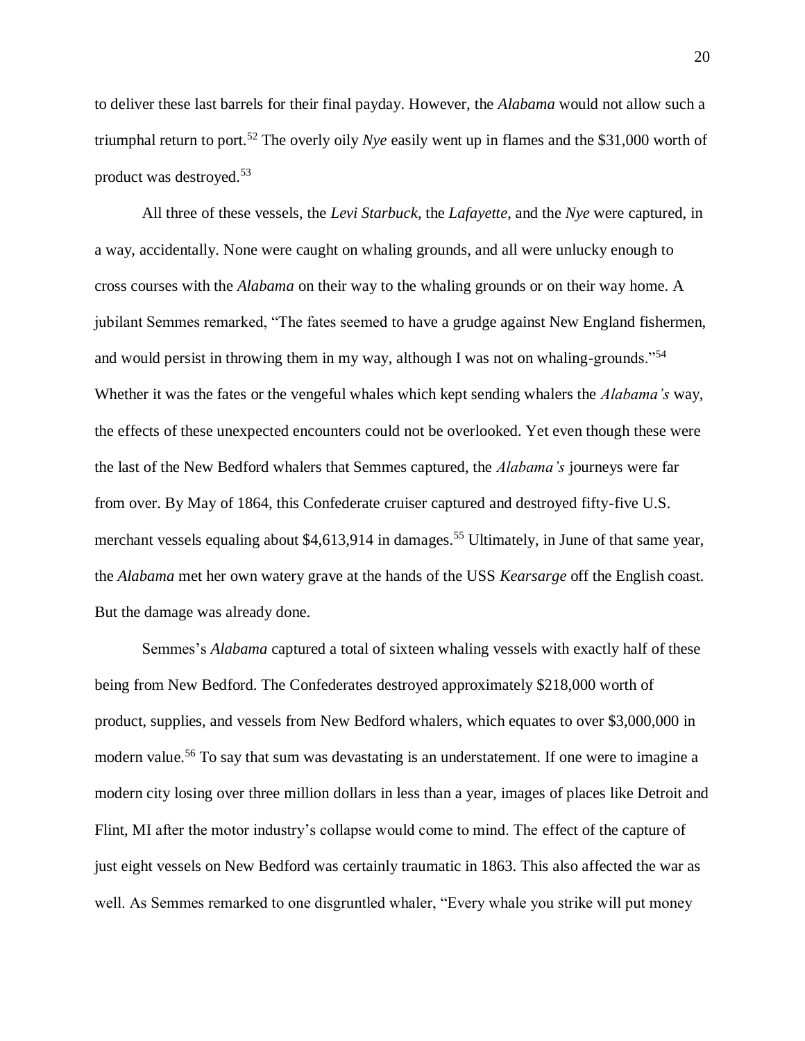to deliver these last barrels for their final payday. However, the *Alabama* would not allow such a triumphal return to port.[52] The overly oily *Nye* easily went up in flames and the $31,000 worth of product was destroyed.[53]

All three of these vessels, the *Levi Starbuck*, the *Lafayette*, and the *Nye* were captured, in a way, accidentally. None were caught on whaling grounds, and all were unlucky enough to cross courses with the *Alabama* on their way to the whaling grounds or on their way home. A jubilant Semmes remarked, "The fates seemed to have a grudge against New England fishermen, and would persist in throwing them in my way, although I was not on whaling-grounds."[54] Whether it was the fates or the vengeful whales which kept sending whalers the *Alabama's* way, the effects of these unexpected encounters could not be overlooked. Yet even though these were the last of the New Bedford whalers that Semmes captured, the *Alabama's* journeys were far from over. By May of 1864, this Confederate cruiser captured and destroyed fifty-five U.S. merchant vessels equaling about $4,613,914 in damages.[55] Ultimately, in June of that same year, the *Alabama* met her own watery grave at the hands of the USS *Kearsarge* off the English coast. But the damage was already done.

Semmes's *Alabama* captured a total of sixteen whaling vessels with exactly half of these being from New Bedford. The Confederates destroyed approximately $218,000 worth of product, supplies, and vessels from New Bedford whalers, which equates to over $3,000,000 in modern value.[56] To say that sum was devastating is an understatement. If one were to imagine a modern city losing over three million dollars in less than a year, images of places like Detroit and Flint, MI after the motor industry's collapse would come to mind. The effect of the capture of just eight vessels on New Bedford was certainly traumatic in 1863. This also affected the war as well. As Semmes remarked to one disgruntled whaler, "Every whale you strike will put money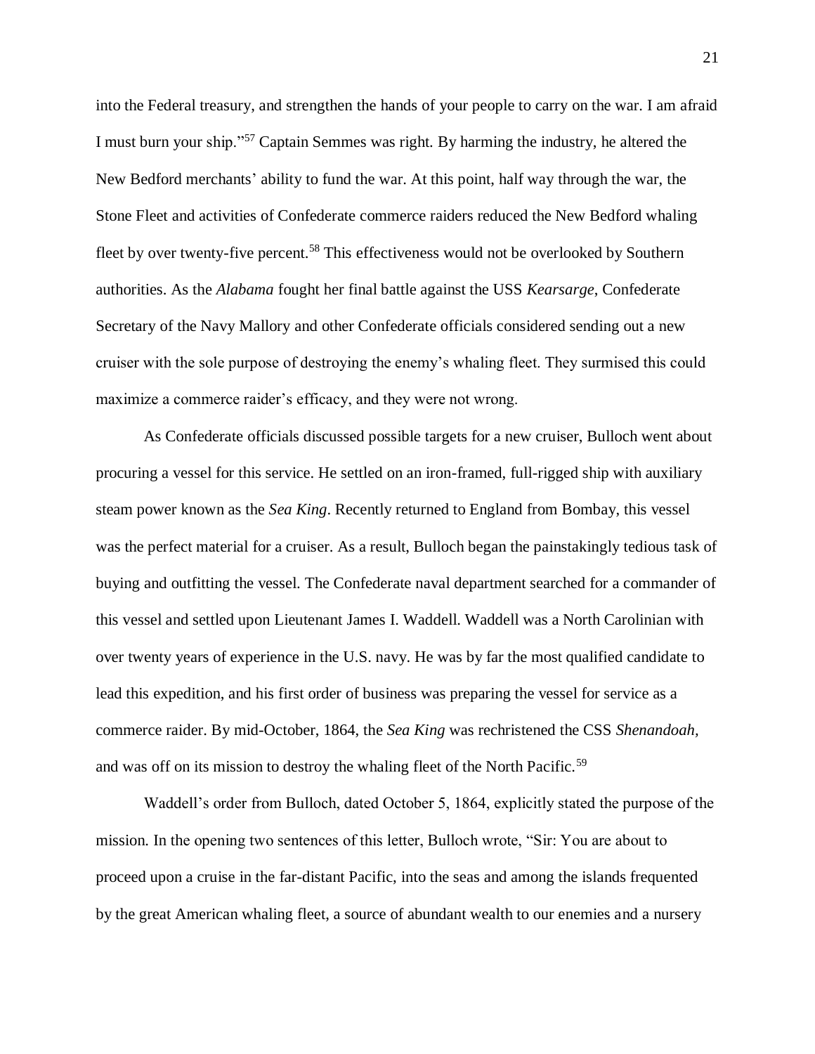into the Federal treasury, and strengthen the hands of your people to carry on the war. I am afraid I must burn your ship."[57] Captain Semmes was right. By harming the industry, he altered the New Bedford merchants' ability to fund the war. At this point, half way through the war, the Stone Fleet and activities of Confederate commerce raiders reduced the New Bedford whaling fleet by over twenty-five percent.[58] This effectiveness would not be overlooked by Southern authorities. As the *Alabama* fought her final battle against the USS *Kearsarge*, Confederate Secretary of the Navy Mallory and other Confederate officials considered sending out a new cruiser with the sole purpose of destroying the enemy's whaling fleet. They surmised this could maximize a commerce raider's efficacy, and they were not wrong.

As Confederate officials discussed possible targets for a new cruiser, Bulloch went about procuring a vessel for this service. He settled on an iron-framed, full-rigged ship with auxiliary steam power known as the *Sea King*. Recently returned to England from Bombay, this vessel was the perfect material for a cruiser. As a result, Bulloch began the painstakingly tedious task of buying and outfitting the vessel. The Confederate naval department searched for a commander of this vessel and settled upon Lieutenant James I. Waddell. Waddell was a North Carolinian with over twenty years of experience in the U.S. navy. He was by far the most qualified candidate to lead this expedition, and his first order of business was preparing the vessel for service as a commerce raider. By mid-October, 1864, the *Sea King* was rechristened the CSS *Shenandoah*, and was off on its mission to destroy the whaling fleet of the North Pacific.[59]

Waddell's order from Bulloch, dated October 5, 1864, explicitly stated the purpose of the mission. In the opening two sentences of this letter, Bulloch wrote, "Sir: You are about to proceed upon a cruise in the far-distant Pacific, into the seas and among the islands frequented by the great American whaling fleet, a source of abundant wealth to our enemies and a nursery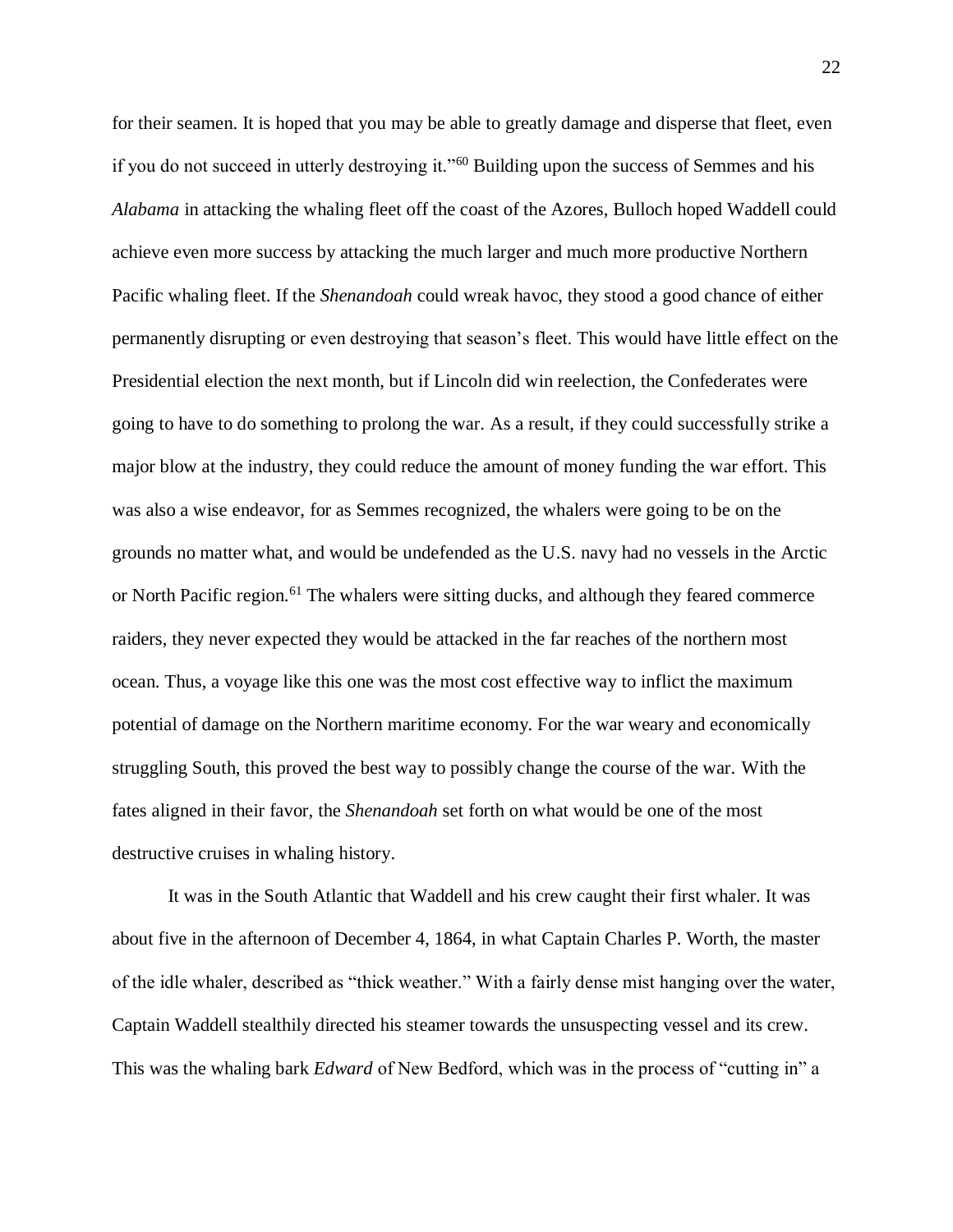for their seamen. It is hoped that you may be able to greatly damage and disperse that fleet, even if you do not succeed in utterly destroying it."[60] Building upon the success of Semmes and his *Alabama* in attacking the whaling fleet off the coast of the Azores, Bulloch hoped Waddell could achieve even more success by attacking the much larger and much more productive Northern Pacific whaling fleet. If the *Shenandoah* could wreak havoc, they stood a good chance of either permanently disrupting or even destroying that season's fleet. This would have little effect on the Presidential election the next month, but if Lincoln did win reelection, the Confederates were going to have to do something to prolong the war. As a result, if they could successfully strike a major blow at the industry, they could reduce the amount of money funding the war effort. This was also a wise endeavor, for as Semmes recognized, the whalers were going to be on the grounds no matter what, and would be undefended as the U.S. navy had no vessels in the Arctic or North Pacific region.[61] The whalers were sitting ducks, and although they feared commerce raiders, they never expected they would be attacked in the far reaches of the northern most ocean. Thus, a voyage like this one was the most cost effective way to inflict the maximum potential of damage on the Northern maritime economy. For the war weary and economically struggling South, this proved the best way to possibly change the course of the war. With the fates aligned in their favor, the *Shenandoah* set forth on what would be one of the most destructive cruises in whaling history.

It was in the South Atlantic that Waddell and his crew caught their first whaler. It was about five in the afternoon of December 4, 1864, in what Captain Charles P. Worth, the master of the idle whaler, described as "thick weather." With a fairly dense mist hanging over the water, Captain Waddell stealthily directed his steamer towards the unsuspecting vessel and its crew. This was the whaling bark *Edward* of New Bedford, which was in the process of "cutting in" a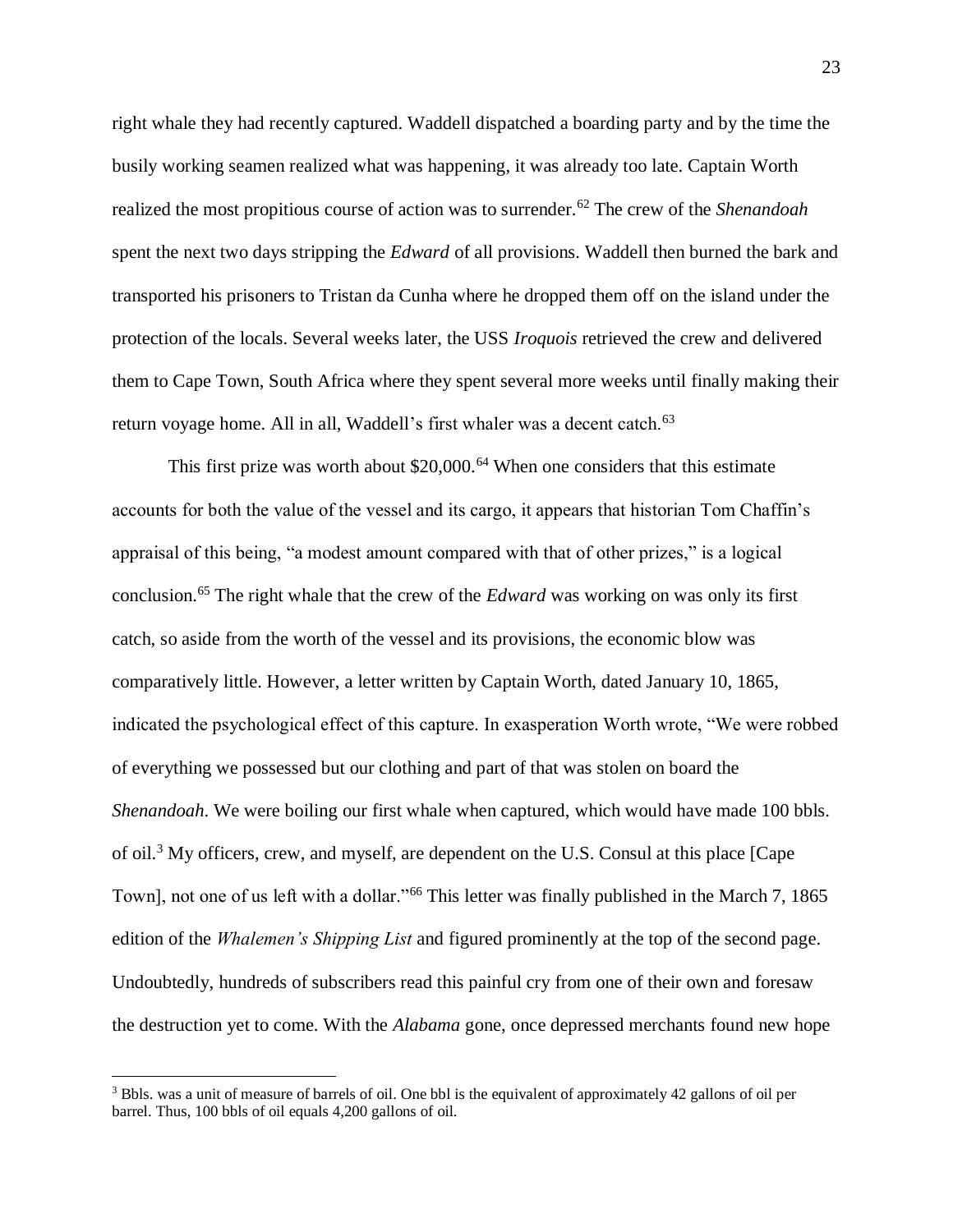right whale they had recently captured. Waddell dispatched a boarding party and by the time the busily working seamen realized what was happening, it was already too late. Captain Worth realized the most propitious course of action was to surrender.[62] The crew of the *Shenandoah* spent the next two days stripping the *Edward* of all provisions. Waddell then burned the bark and transported his prisoners to Tristan da Cunha where he dropped them off on the island under the protection of the locals. Several weeks later, the USS *Iroquois* retrieved the crew and delivered them to Cape Town, South Africa where they spent several more weeks until finally making their return voyage home. All in all, Waddell's first whaler was a decent catch.[63]

This first prize was worth about $20,000.[64] When one considers that this estimate accounts for both the value of the vessel and its cargo, it appears that historian Tom Chaffin's appraisal of this being, "a modest amount compared with that of other prizes," is a logical conclusion.[65] The right whale that the crew of the *Edward* was working on was only its first catch, so aside from the worth of the vessel and its provisions, the economic blow was comparatively little. However, a letter written by Captain Worth, dated January 10, 1865, indicated the psychological effect of this capture. In exasperation Worth wrote, "We were robbed of everything we possessed but our clothing and part of that was stolen on board the *Shenandoah*. We were boiling our first whale when captured, which would have made 100 bbls. of oil.[3] My officers, crew, and myself, are dependent on the U.S. Consul at this place [Cape Town], not one of us left with a dollar."[66] This letter was finally published in the March 7, 1865 edition of the *Whalemen's Shipping List* and figured prominently at the top of the second page. Undoubtedly, hundreds of subscribers read this painful cry from one of their own and foresaw the destruction yet to come. With the *Alabama* gone, once depressed merchants found new hope

---

[3] Bbls. was a unit of measure of barrels of oil. One bbl is the equivalent of approximately 42 gallons of oil per barrel. Thus, 100 bbls of oil equals 4,200 gallons of oil.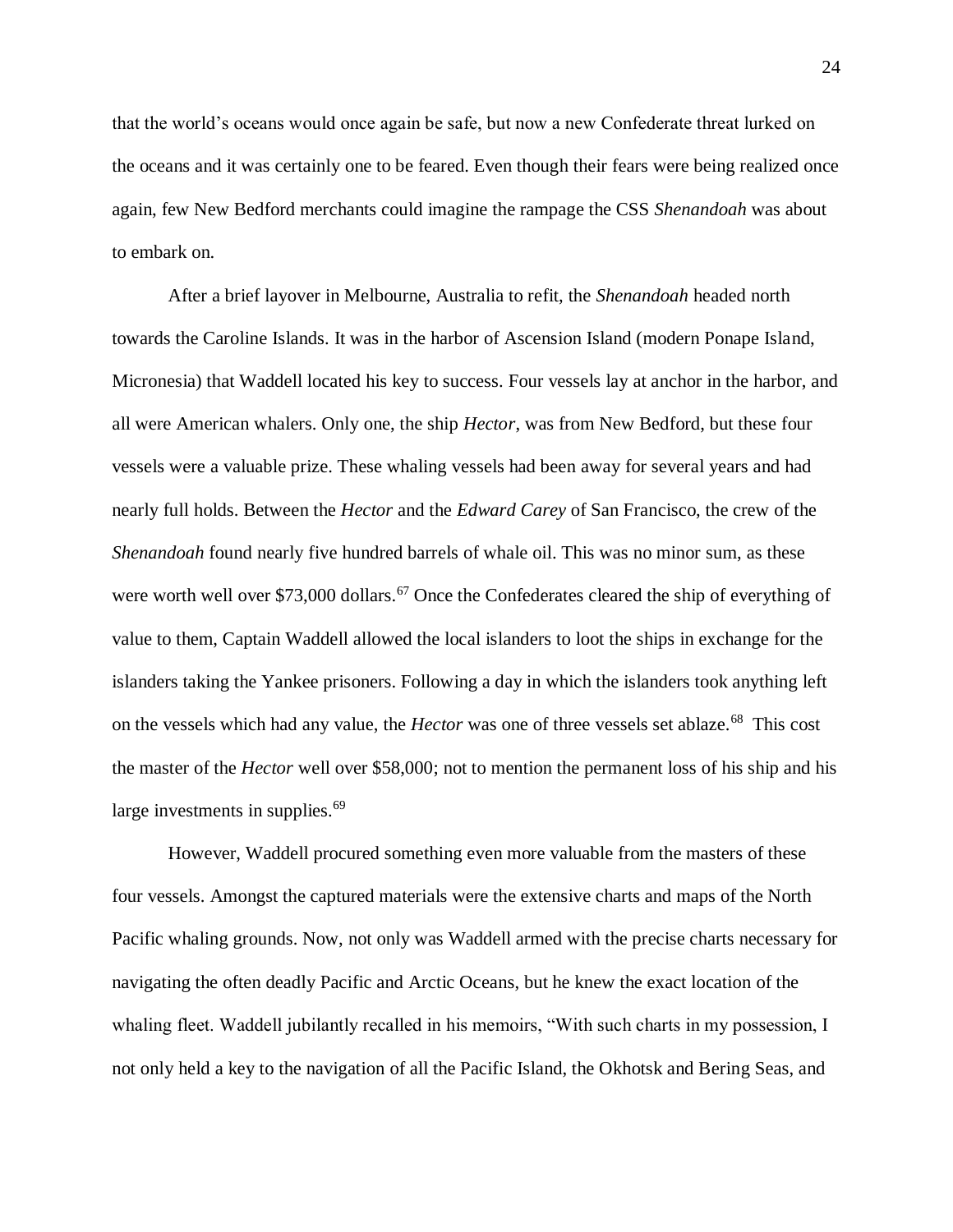that the world's oceans would once again be safe, but now a new Confederate threat lurked on the oceans and it was certainly one to be feared. Even though their fears were being realized once again, few New Bedford merchants could imagine the rampage the CSS *Shenandoah* was about to embark on.

After a brief layover in Melbourne, Australia to refit, the *Shenandoah* headed north towards the Caroline Islands. It was in the harbor of Ascension Island (modern Ponape Island, Micronesia) that Waddell located his key to success. Four vessels lay at anchor in the harbor, and all were American whalers. Only one, the ship *Hector*, was from New Bedford, but these four vessels were a valuable prize. These whaling vessels had been away for several years and had nearly full holds. Between the *Hector* and the *Edward Carey* of San Francisco, the crew of the *Shenandoah* found nearly five hundred barrels of whale oil. This was no minor sum, as these were worth well over $73,000 dollars.[67] Once the Confederates cleared the ship of everything of value to them, Captain Waddell allowed the local islanders to loot the ships in exchange for the islanders taking the Yankee prisoners. Following a day in which the islanders took anything left on the vessels which had any value, the *Hector* was one of three vessels set ablaze.[68] This cost the master of the *Hector* well over $58,000; not to mention the permanent loss of his ship and his large investments in supplies.[69]

However, Waddell procured something even more valuable from the masters of these four vessels. Amongst the captured materials were the extensive charts and maps of the North Pacific whaling grounds. Now, not only was Waddell armed with the precise charts necessary for navigating the often deadly Pacific and Arctic Oceans, but he knew the exact location of the whaling fleet. Waddell jubilantly recalled in his memoirs, "With such charts in my possession, I not only held a key to the navigation of all the Pacific Island, the Okhotsk and Bering Seas, and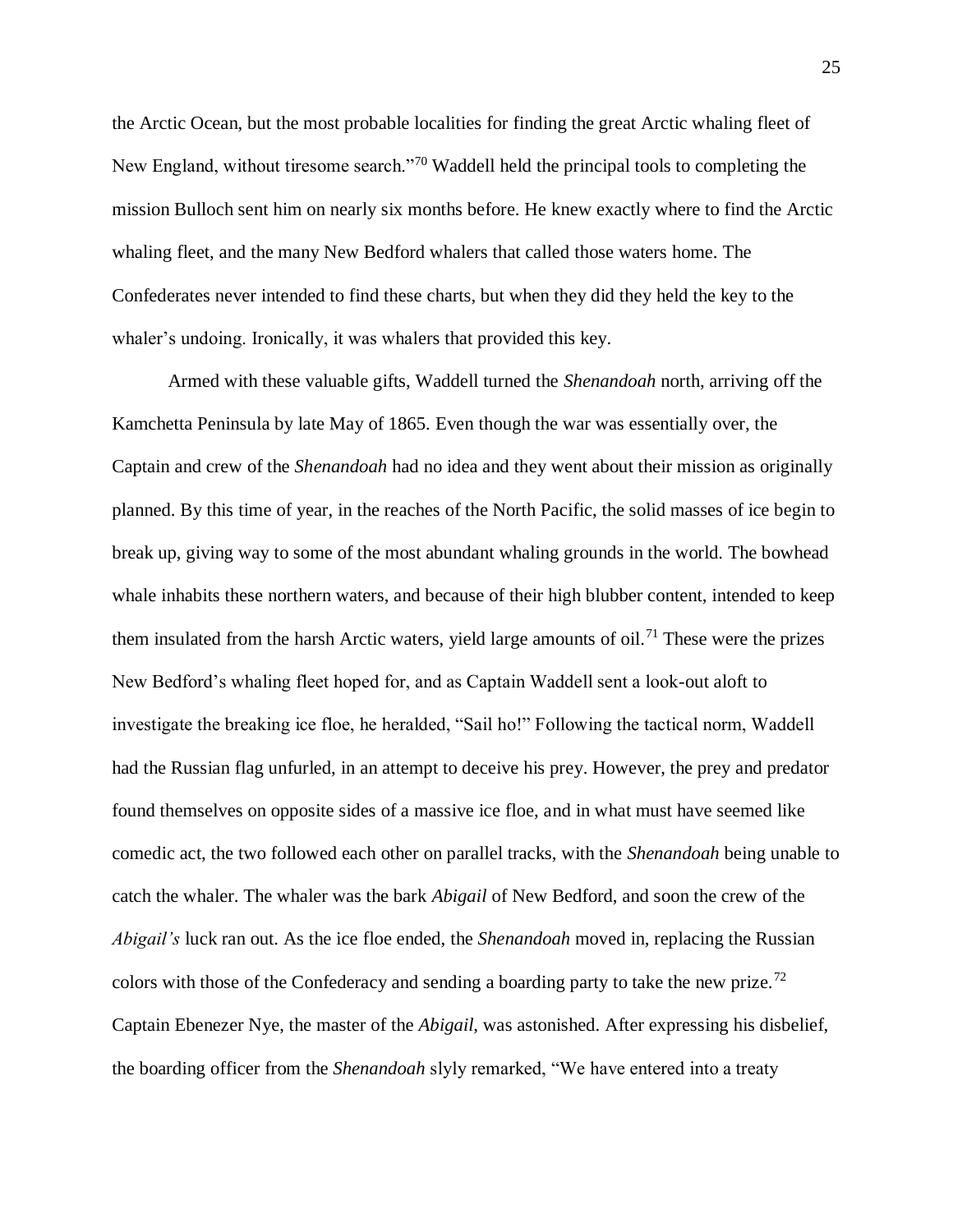the Arctic Ocean, but the most probable localities for finding the great Arctic whaling fleet of New England, without tiresome search."[70] Waddell held the principal tools to completing the mission Bulloch sent him on nearly six months before. He knew exactly where to find the Arctic whaling fleet, and the many New Bedford whalers that called those waters home. The Confederates never intended to find these charts, but when they did they held the key to the whaler's undoing. Ironically, it was whalers that provided this key.

Armed with these valuable gifts, Waddell turned the *Shenandoah* north, arriving off the Kamchetta Peninsula by late May of 1865. Even though the war was essentially over, the Captain and crew of the *Shenandoah* had no idea and they went about their mission as originally planned. By this time of year, in the reaches of the North Pacific, the solid masses of ice begin to break up, giving way to some of the most abundant whaling grounds in the world. The bowhead whale inhabits these northern waters, and because of their high blubber content, intended to keep them insulated from the harsh Arctic waters, yield large amounts of oil.[71] These were the prizes New Bedford's whaling fleet hoped for, and as Captain Waddell sent a look-out aloft to investigate the breaking ice floe, he heralded, "Sail ho!" Following the tactical norm, Waddell had the Russian flag unfurled, in an attempt to deceive his prey. However, the prey and predator found themselves on opposite sides of a massive ice floe, and in what must have seemed like comedic act, the two followed each other on parallel tracks, with the *Shenandoah* being unable to catch the whaler. The whaler was the bark *Abigail* of New Bedford, and soon the crew of the *Abigail's* luck ran out. As the ice floe ended, the *Shenandoah* moved in, replacing the Russian colors with those of the Confederacy and sending a boarding party to take the new prize.[72] Captain Ebenezer Nye, the master of the *Abigail*, was astonished. After expressing his disbelief, the boarding officer from the *Shenandoah* slyly remarked, "We have entered into a treaty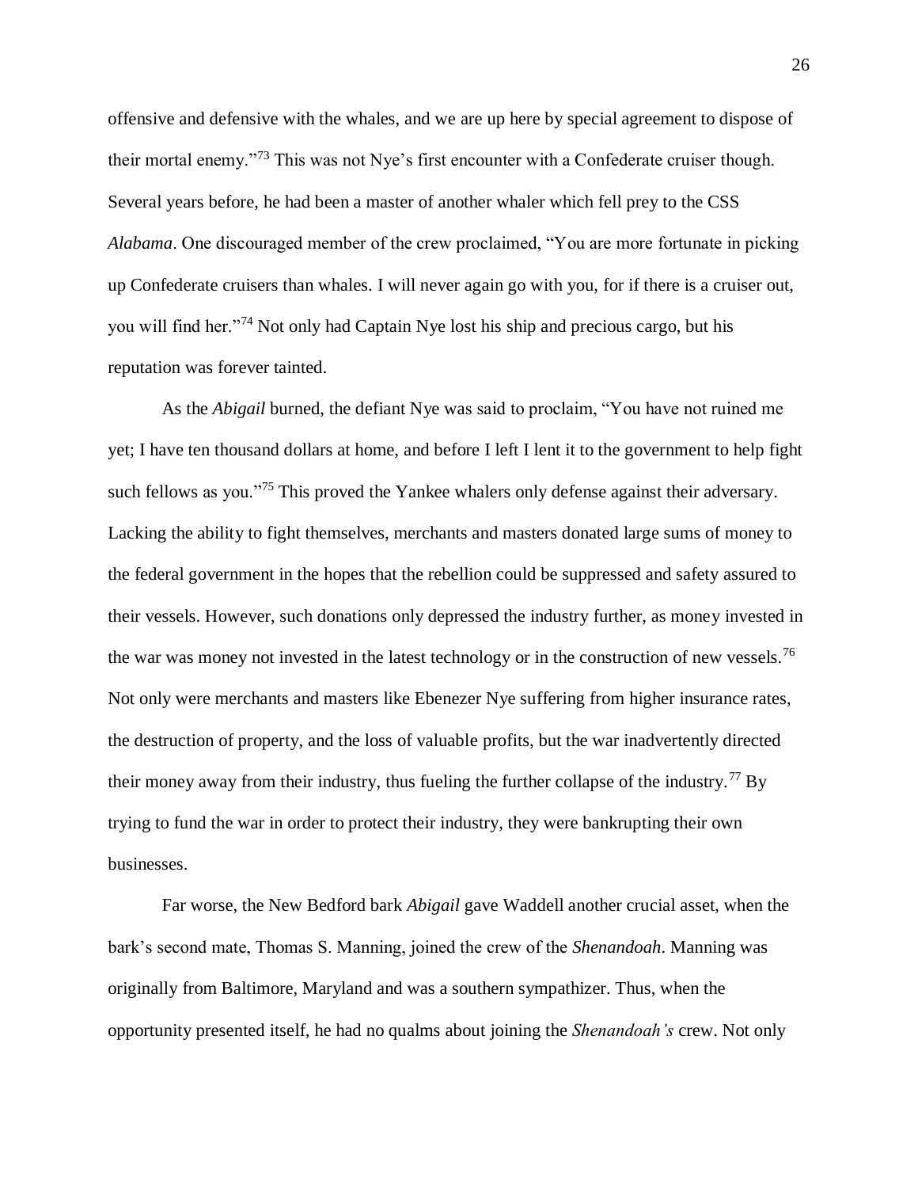offensive and defensive with the whales, and we are up here by special agreement to dispose of their mortal enemy."[73] This was not Nye's first encounter with a Confederate cruiser though. Several years before, he had been a master of another whaler which fell prey to the CSS *Alabama*. One discouraged member of the crew proclaimed, "You are more fortunate in picking up Confederate cruisers than whales. I will never again go with you, for if there is a cruiser out, you will find her."[74] Not only had Captain Nye lost his ship and precious cargo, but his reputation was forever tainted.

As the *Abigail* burned, the defiant Nye was said to proclaim, "You have not ruined me yet; I have ten thousand dollars at home, and before I left I lent it to the government to help fight such fellows as you."[75] This proved the Yankee whalers only defense against their adversary. Lacking the ability to fight themselves, merchants and masters donated large sums of money to the federal government in the hopes that the rebellion could be suppressed and safety assured to their vessels. However, such donations only depressed the industry further, as money invested in the war was money not invested in the latest technology or in the construction of new vessels.[76] Not only were merchants and masters like Ebenezer Nye suffering from higher insurance rates, the destruction of property, and the loss of valuable profits, but the war inadvertently directed their money away from their industry, thus fueling the further collapse of the industry.[77] By trying to fund the war in order to protect their industry, they were bankrupting their own businesses.

Far worse, the New Bedford bark *Abigail* gave Waddell another crucial asset, when the bark's second mate, Thomas S. Manning, joined the crew of the *Shenandoah*. Manning was originally from Baltimore, Maryland and was a southern sympathizer. Thus, when the opportunity presented itself, he had no qualms about joining the *Shenandoah's* crew. Not only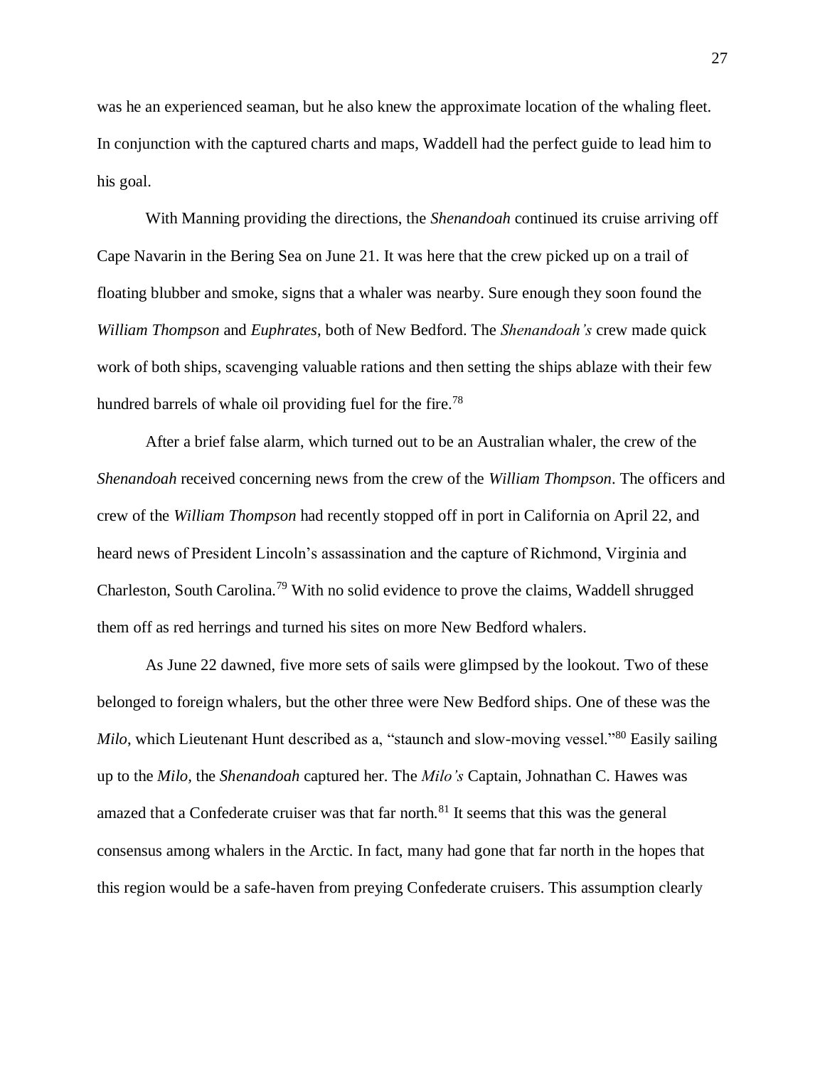was he an experienced seaman, but he also knew the approximate location of the whaling fleet. In conjunction with the captured charts and maps, Waddell had the perfect guide to lead him to his goal.

With Manning providing the directions, the *Shenandoah* continued its cruise arriving off Cape Navarin in the Bering Sea on June 21. It was here that the crew picked up on a trail of floating blubber and smoke, signs that a whaler was nearby. Sure enough they soon found the *William Thompson* and *Euphrates*, both of New Bedford. The *Shenandoah's* crew made quick work of both ships, scavenging valuable rations and then setting the ships ablaze with their few hundred barrels of whale oil providing fuel for the fire.[78]

After a brief false alarm, which turned out to be an Australian whaler, the crew of the *Shenandoah* received concerning news from the crew of the *William Thompson*. The officers and crew of the *William Thompson* had recently stopped off in port in California on April 22, and heard news of President Lincoln's assassination and the capture of Richmond, Virginia and Charleston, South Carolina.[79] With no solid evidence to prove the claims, Waddell shrugged them off as red herrings and turned his sites on more New Bedford whalers.

As June 22 dawned, five more sets of sails were glimpsed by the lookout. Two of these belonged to foreign whalers, but the other three were New Bedford ships. One of these was the *Milo*, which Lieutenant Hunt described as a, "staunch and slow-moving vessel."[80] Easily sailing up to the *Milo*, the *Shenandoah* captured her. The *Milo's* Captain, Johnathan C. Hawes was amazed that a Confederate cruiser was that far north.[81] It seems that this was the general consensus among whalers in the Arctic. In fact, many had gone that far north in the hopes that this region would be a safe-haven from preying Confederate cruisers. This assumption clearly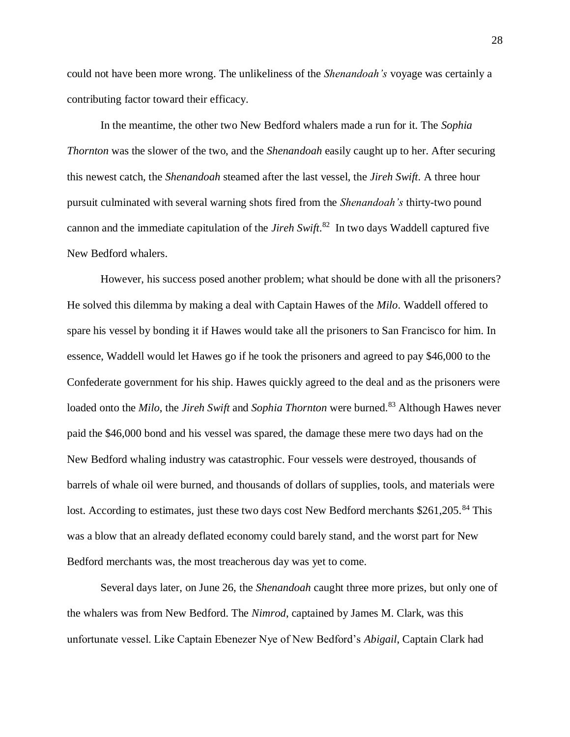could not have been more wrong. The unlikeliness of the *Shenandoah's* voyage was certainly a contributing factor toward their efficacy.

In the meantime, the other two New Bedford whalers made a run for it. The *Sophia Thornton* was the slower of the two, and the *Shenandoah* easily caught up to her. After securing this newest catch, the *Shenandoah* steamed after the last vessel, the *Jireh Swift*. A three hour pursuit culminated with several warning shots fired from the *Shenandoah's* thirty-two pound cannon and the immediate capitulation of the *Jireh Swift*.[82] In two days Waddell captured five New Bedford whalers.

However, his success posed another problem; what should be done with all the prisoners? He solved this dilemma by making a deal with Captain Hawes of the *Milo*. Waddell offered to spare his vessel by bonding it if Hawes would take all the prisoners to San Francisco for him. In essence, Waddell would let Hawes go if he took the prisoners and agreed to pay $46,000 to the Confederate government for his ship. Hawes quickly agreed to the deal and as the prisoners were loaded onto the *Milo*, the *Jireh Swift* and *Sophia Thornton* were burned.[83] Although Hawes never paid the $46,000 bond and his vessel was spared, the damage these mere two days had on the New Bedford whaling industry was catastrophic. Four vessels were destroyed, thousands of barrels of whale oil were burned, and thousands of dollars of supplies, tools, and materials were lost. According to estimates, just these two days cost New Bedford merchants $261,205.[84] This was a blow that an already deflated economy could barely stand, and the worst part for New Bedford merchants was, the most treacherous day was yet to come.

Several days later, on June 26, the *Shenandoah* caught three more prizes, but only one of the whalers was from New Bedford. The *Nimrod*, captained by James M. Clark, was this unfortunate vessel. Like Captain Ebenezer Nye of New Bedford's *Abigail*, Captain Clark had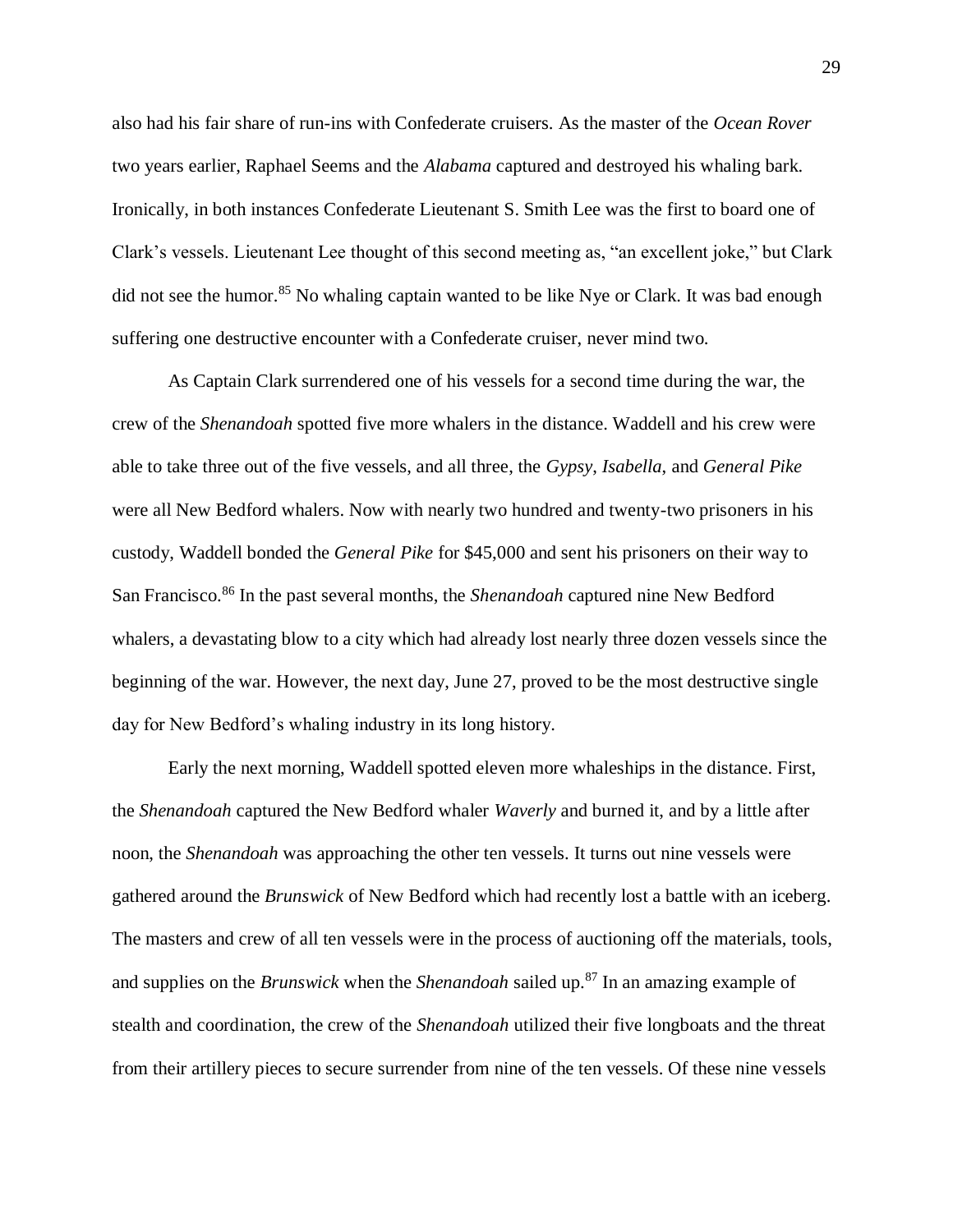also had his fair share of run-ins with Confederate cruisers. As the master of the *Ocean Rover* two years earlier, Raphael Seems and the *Alabama* captured and destroyed his whaling bark. Ironically, in both instances Confederate Lieutenant S. Smith Lee was the first to board one of Clark's vessels. Lieutenant Lee thought of this second meeting as, "an excellent joke," but Clark did not see the humor.[85] No whaling captain wanted to be like Nye or Clark. It was bad enough suffering one destructive encounter with a Confederate cruiser, never mind two.

As Captain Clark surrendered one of his vessels for a second time during the war, the crew of the *Shenandoah* spotted five more whalers in the distance. Waddell and his crew were able to take three out of the five vessels, and all three, the *Gypsy*, *Isabella*, and *General Pike* were all New Bedford whalers. Now with nearly two hundred and twenty-two prisoners in his custody, Waddell bonded the *General Pike* for $45,000 and sent his prisoners on their way to San Francisco.[86] In the past several months, the *Shenandoah* captured nine New Bedford whalers, a devastating blow to a city which had already lost nearly three dozen vessels since the beginning of the war. However, the next day, June 27, proved to be the most destructive single day for New Bedford's whaling industry in its long history.

Early the next morning, Waddell spotted eleven more whaleships in the distance. First, the *Shenandoah* captured the New Bedford whaler *Waverly* and burned it, and by a little after noon, the *Shenandoah* was approaching the other ten vessels. It turns out nine vessels were gathered around the *Brunswick* of New Bedford which had recently lost a battle with an iceberg. The masters and crew of all ten vessels were in the process of auctioning off the materials, tools, and supplies on the *Brunswick* when the *Shenandoah* sailed up.[87] In an amazing example of stealth and coordination, the crew of the *Shenandoah* utilized their five longboats and the threat from their artillery pieces to secure surrender from nine of the ten vessels. Of these nine vessels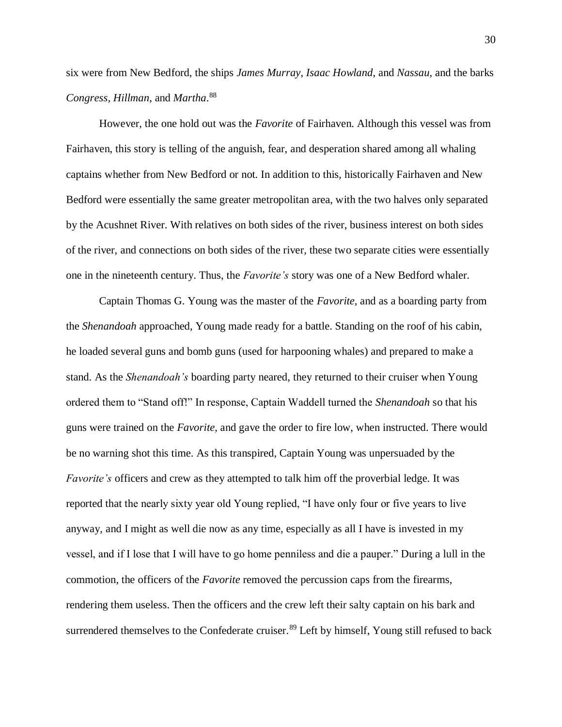six were from New Bedford, the ships *James Murray*, *Isaac Howland*, and *Nassau*, and the barks *Congress*, *Hillman*, and *Martha*.[88]

However, the one hold out was the *Favorite* of Fairhaven. Although this vessel was from Fairhaven, this story is telling of the anguish, fear, and desperation shared among all whaling captains whether from New Bedford or not. In addition to this, historically Fairhaven and New Bedford were essentially the same greater metropolitan area, with the two halves only separated by the Acushnet River. With relatives on both sides of the river, business interest on both sides of the river, and connections on both sides of the river, these two separate cities were essentially one in the nineteenth century. Thus, the *Favorite's* story was one of a New Bedford whaler.

Captain Thomas G. Young was the master of the *Favorite*, and as a boarding party from the *Shenandoah* approached, Young made ready for a battle. Standing on the roof of his cabin, he loaded several guns and bomb guns (used for harpooning whales) and prepared to make a stand. As the *Shenandoah's* boarding party neared, they returned to their cruiser when Young ordered them to "Stand off!" In response, Captain Waddell turned the *Shenandoah* so that his guns were trained on the *Favorite*, and gave the order to fire low, when instructed. There would be no warning shot this time. As this transpired, Captain Young was unpersuaded by the *Favorite's* officers and crew as they attempted to talk him off the proverbial ledge. It was reported that the nearly sixty year old Young replied, "I have only four or five years to live anyway, and I might as well die now as any time, especially as all I have is invested in my vessel, and if I lose that I will have to go home penniless and die a pauper." During a lull in the commotion, the officers of the *Favorite* removed the percussion caps from the firearms, rendering them useless. Then the officers and the crew left their salty captain on his bark and surrendered themselves to the Confederate cruiser.[89] Left by himself, Young still refused to back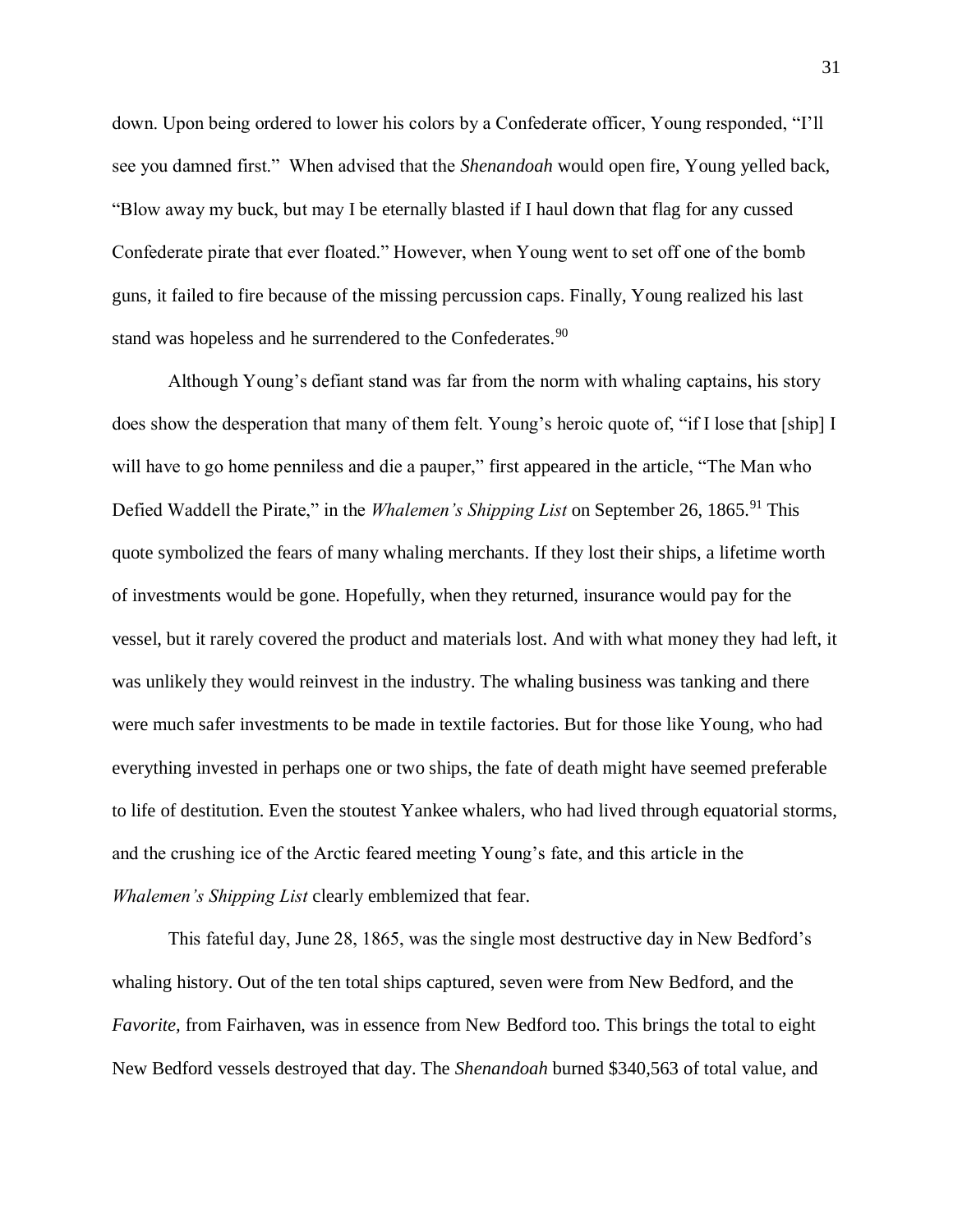down. Upon being ordered to lower his colors by a Confederate officer, Young responded, "I'll see you damned first." When advised that the *Shenandoah* would open fire, Young yelled back, "Blow away my buck, but may I be eternally blasted if I haul down that flag for any cussed Confederate pirate that ever floated." However, when Young went to set off one of the bomb guns, it failed to fire because of the missing percussion caps. Finally, Young realized his last stand was hopeless and he surrendered to the Confederates.[90]

Although Young's defiant stand was far from the norm with whaling captains, his story does show the desperation that many of them felt. Young's heroic quote of, "if I lose that [ship] I will have to go home penniless and die a pauper," first appeared in the article, "The Man who Defied Waddell the Pirate," in the *Whalemen's Shipping List* on September 26, 1865.[91] This quote symbolized the fears of many whaling merchants. If they lost their ships, a lifetime worth of investments would be gone. Hopefully, when they returned, insurance would pay for the vessel, but it rarely covered the product and materials lost. And with what money they had left, it was unlikely they would reinvest in the industry. The whaling business was tanking and there were much safer investments to be made in textile factories. But for those like Young, who had everything invested in perhaps one or two ships, the fate of death might have seemed preferable to life of destitution. Even the stoutest Yankee whalers, who had lived through equatorial storms, and the crushing ice of the Arctic feared meeting Young's fate, and this article in the *Whalemen's Shipping List* clearly emblemized that fear.

This fateful day, June 28, 1865, was the single most destructive day in New Bedford's whaling history. Out of the ten total ships captured, seven were from New Bedford, and the *Favorite,* from Fairhaven, was in essence from New Bedford too. This brings the total to eight New Bedford vessels destroyed that day. The *Shenandoah* burned $340,563 of total value, and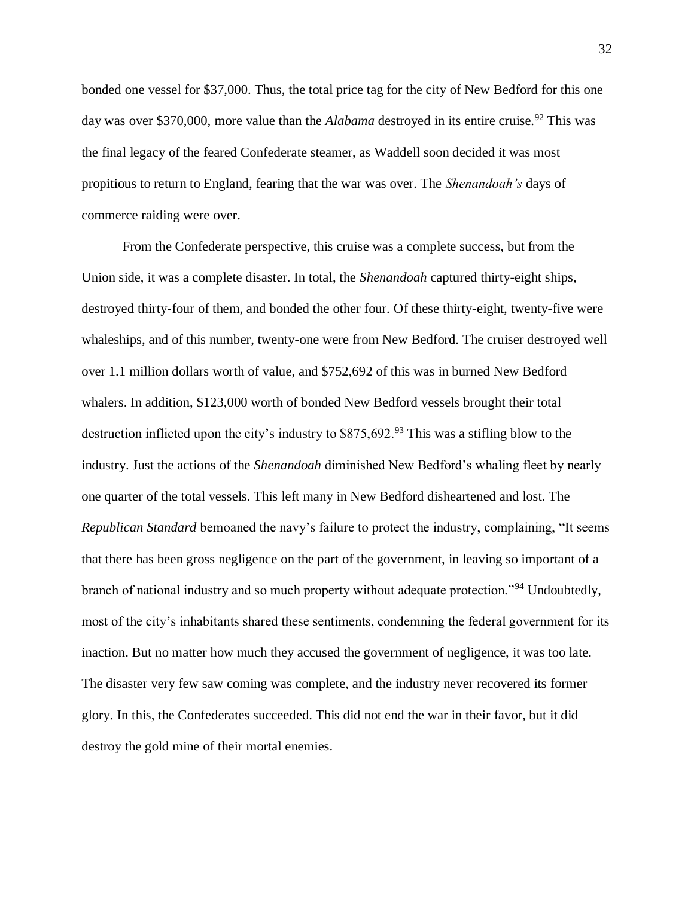bonded one vessel for $37,000. Thus, the total price tag for the city of New Bedford for this one day was over $370,000, more value than the *Alabama* destroyed in its entire cruise.[92] This was the final legacy of the feared Confederate steamer, as Waddell soon decided it was most propitious to return to England, fearing that the war was over. The *Shenandoah's* days of commerce raiding were over.

From the Confederate perspective, this cruise was a complete success, but from the Union side, it was a complete disaster. In total, the *Shenandoah* captured thirty-eight ships, destroyed thirty-four of them, and bonded the other four. Of these thirty-eight, twenty-five were whaleships, and of this number, twenty-one were from New Bedford. The cruiser destroyed well over 1.1 million dollars worth of value, and $752,692 of this was in burned New Bedford whalers. In addition, $123,000 worth of bonded New Bedford vessels brought their total destruction inflicted upon the city's industry to $875,692.[93] This was a stifling blow to the industry. Just the actions of the *Shenandoah* diminished New Bedford's whaling fleet by nearly one quarter of the total vessels. This left many in New Bedford disheartened and lost. The *Republican Standard* bemoaned the navy's failure to protect the industry, complaining, "It seems that there has been gross negligence on the part of the government, in leaving so important of a branch of national industry and so much property without adequate protection."[94] Undoubtedly, most of the city's inhabitants shared these sentiments, condemning the federal government for its inaction. But no matter how much they accused the government of negligence, it was too late. The disaster very few saw coming was complete, and the industry never recovered its former glory. In this, the Confederates succeeded. This did not end the war in their favor, but it did destroy the gold mine of their mortal enemies.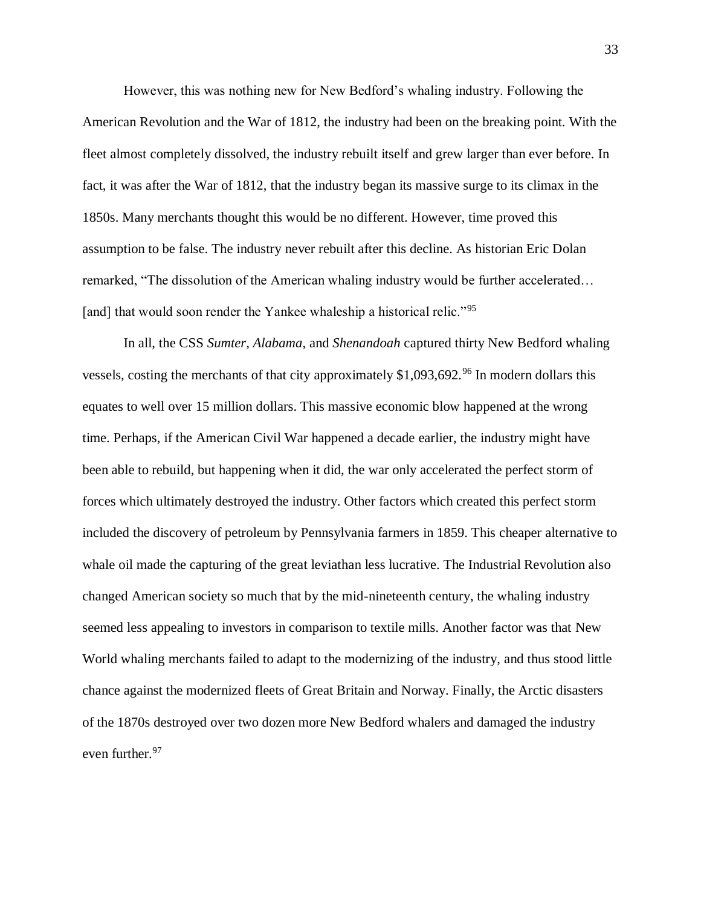However, this was nothing new for New Bedford's whaling industry. Following the American Revolution and the War of 1812, the industry had been on the breaking point. With the fleet almost completely dissolved, the industry rebuilt itself and grew larger than ever before. In fact, it was after the War of 1812, that the industry began its massive surge to its climax in the 1850s. Many merchants thought this would be no different. However, time proved this assumption to be false. The industry never rebuilt after this decline. As historian Eric Dolan remarked, "The dissolution of the American whaling industry would be further accelerated… [and] that would soon render the Yankee whaleship a historical relic."[95]

In all, the CSS *Sumter*, *Alabama*, and *Shenandoah* captured thirty New Bedford whaling vessels, costing the merchants of that city approximately $1,093,692.[96] In modern dollars this equates to well over 15 million dollars. This massive economic blow happened at the wrong time. Perhaps, if the American Civil War happened a decade earlier, the industry might have been able to rebuild, but happening when it did, the war only accelerated the perfect storm of forces which ultimately destroyed the industry. Other factors which created this perfect storm included the discovery of petroleum by Pennsylvania farmers in 1859. This cheaper alternative to whale oil made the capturing of the great leviathan less lucrative. The Industrial Revolution also changed American society so much that by the mid-nineteenth century, the whaling industry seemed less appealing to investors in comparison to textile mills. Another factor was that New World whaling merchants failed to adapt to the modernizing of the industry, and thus stood little chance against the modernized fleets of Great Britain and Norway. Finally, the Arctic disasters of the 1870s destroyed over two dozen more New Bedford whalers and damaged the industry even further.[97]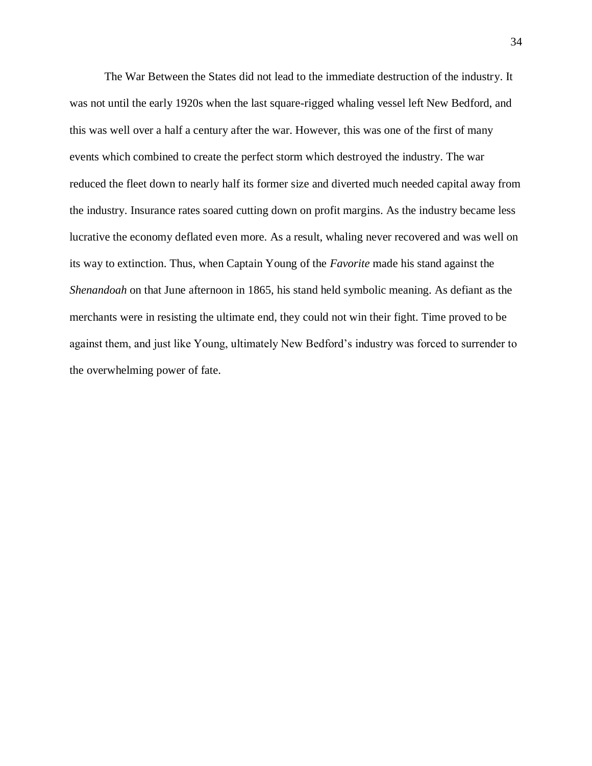The War Between the States did not lead to the immediate destruction of the industry. It was not until the early 1920s when the last square-rigged whaling vessel left New Bedford, and this was well over a half a century after the war. However, this was one of the first of many events which combined to create the perfect storm which destroyed the industry. The war reduced the fleet down to nearly half its former size and diverted much needed capital away from the industry. Insurance rates soared cutting down on profit margins. As the industry became less lucrative the economy deflated even more. As a result, whaling never recovered and was well on its way to extinction. Thus, when Captain Young of the *Favorite* made his stand against the *Shenandoah* on that June afternoon in 1865, his stand held symbolic meaning. As defiant as the merchants were in resisting the ultimate end, they could not win their fight. Time proved to be against them, and just like Young, ultimately New Bedford's industry was forced to surrender to the overwhelming power of fate.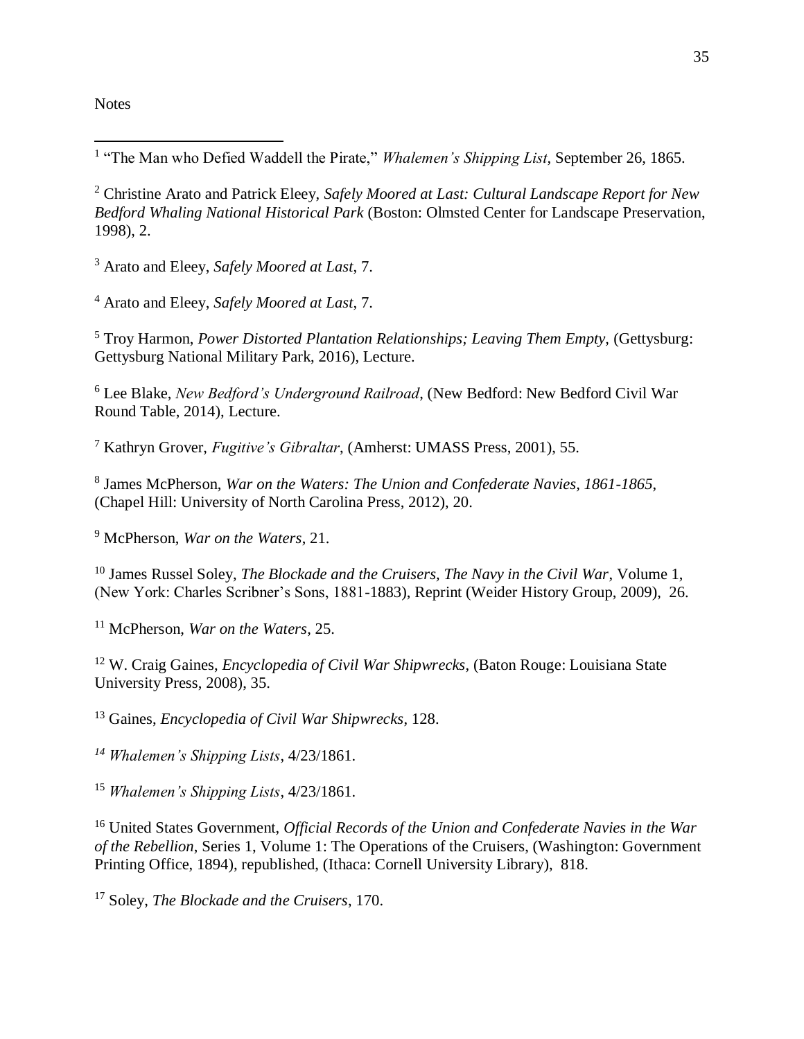Notes

[1] "The Man who Defied Waddell the Pirate," *Whalemen's Shipping List*, September 26, 1865.

[2] Christine Arato and Patrick Eleey, *Safely Moored at Last: Cultural Landscape Report for New Bedford Whaling National Historical Park* (Boston: Olmsted Center for Landscape Preservation, 1998), 2.

[3] Arato and Eleey, *Safely Moored at Last*, 7.

[4] Arato and Eleey, *Safely Moored at Last*, 7.

[5] Troy Harmon, *Power Distorted Plantation Relationships; Leaving Them Empty*, (Gettysburg: Gettysburg National Military Park, 2016), Lecture.

[6] Lee Blake, *New Bedford's Underground Railroad*, (New Bedford: New Bedford Civil War Round Table, 2014), Lecture.

[7] Kathryn Grover, *Fugitive's Gibraltar*, (Amherst: UMASS Press, 2001), 55.

[8] James McPherson, *War on the Waters: The Union and Confederate Navies, 1861-1865*, (Chapel Hill: University of North Carolina Press, 2012), 20.

[9] McPherson, *War on the Waters*, 21.

[10] James Russel Soley, *The Blockade and the Cruisers, The Navy in the Civil War*, Volume 1, (New York: Charles Scribner's Sons, 1881-1883), Reprint (Weider History Group, 2009), 26.

[11] McPherson, *War on the Waters*, 25.

[12] W. Craig Gaines, *Encyclopedia of Civil War Shipwrecks*, (Baton Rouge: Louisiana State University Press, 2008), 35.

[13] Gaines, *Encyclopedia of Civil War Shipwrecks*, 128.

[14] *Whalemen's Shipping Lists*, 4/23/1861.

[15] *Whalemen's Shipping Lists*, 4/23/1861.

[16] United States Government, *Official Records of the Union and Confederate Navies in the War of the Rebellion*, Series 1, Volume 1: The Operations of the Cruisers, (Washington: Government Printing Office, 1894), republished, (Ithaca: Cornell University Library), 818.

[17] Soley, *The Blockade and the Cruisers*, 170.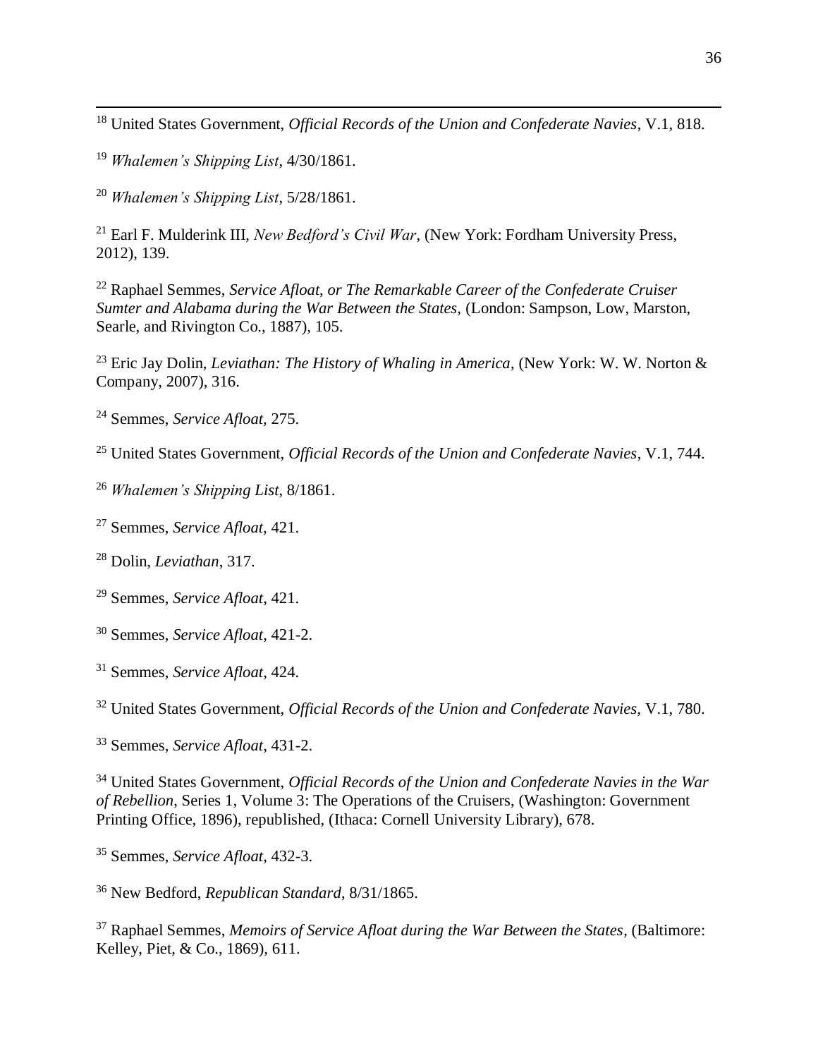[18] United States Government, *Official Records of the Union and Confederate Navies*, V.1, 818.

[19] *Whalemen's Shipping List*, 4/30/1861.

[20] *Whalemen's Shipping List*, 5/28/1861.

[21] Earl F. Mulderink III, *New Bedford's Civil War*, (New York: Fordham University Press, 2012), 139.

[22] Raphael Semmes, *Service Afloat, or The Remarkable Career of the Confederate Cruiser Sumter and Alabama during the War Between the States,* (London: Sampson, Low, Marston, Searle, and Rivington Co., 1887), 105.

[23] Eric Jay Dolin, *Leviathan: The History of Whaling in America*, (New York: W. W. Norton & Company, 2007), 316.

[24] Semmes, *Service Afloat*, 275.

[25] United States Government, *Official Records of the Union and Confederate Navies*, V.1, 744.

[26] *Whalemen's Shipping List*, 8/1861.

[27] Semmes, *Service Afloat*, 421.

[28] Dolin, *Leviathan*, 317.

[29] Semmes, *Service Afloat*, 421.

[30] Semmes, *Service Afloat*, 421-2.

[31] Semmes, *Service Afloat*, 424.

[32] United States Government, *Official Records of the Union and Confederate Navies,* V.1, 780.

[33] Semmes, *Service Afloat*, 431-2.

[34] United States Government, *Official Records of the Union and Confederate Navies in the War of Rebellion*, Series 1, Volume 3: The Operations of the Cruisers, (Washington: Government Printing Office, 1896), republished, (Ithaca: Cornell University Library), 678.

[35] Semmes, *Service Afloat*, 432-3.

[36] New Bedford, *Republican Standard*, 8/31/1865.

[37] Raphael Semmes, *Memoirs of Service Afloat during the War Between the States*, (Baltimore: Kelley, Piet, & Co., 1869), 611.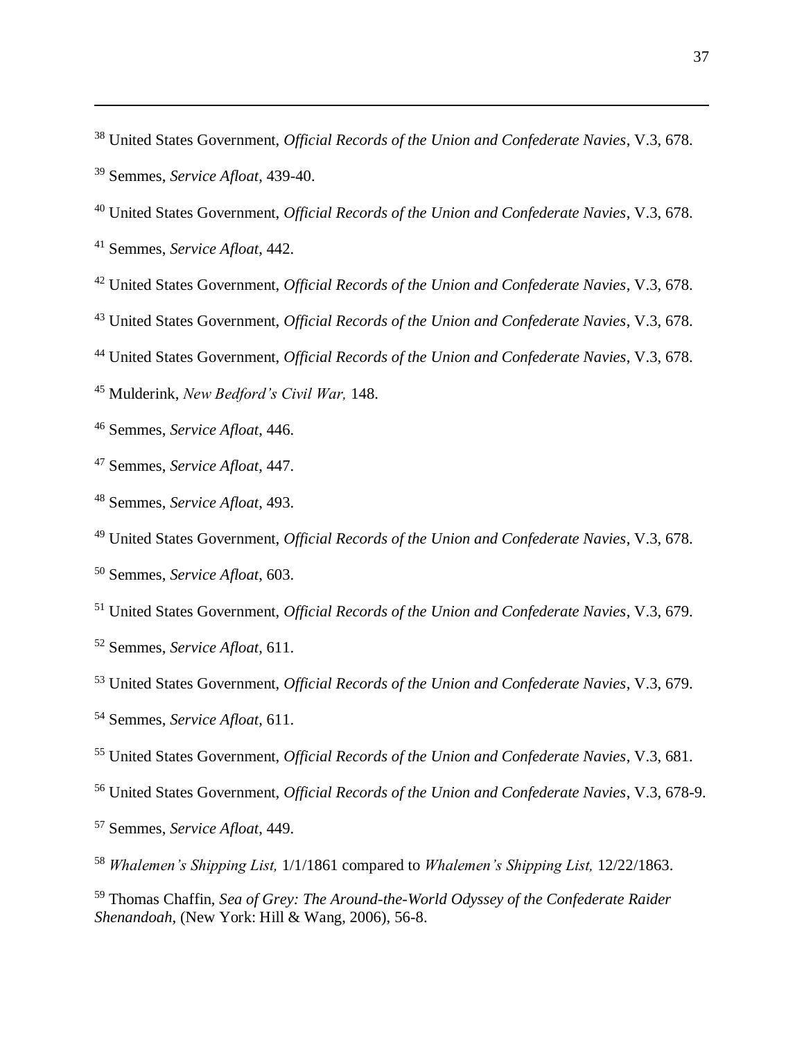[38] United States Government, *Official Records of the Union and Confederate Navies*, V.3, 678.

[39] Semmes, *Service Afloat*, 439-40.

[40] United States Government, *Official Records of the Union and Confederate Navies*, V.3, 678.

[41] Semmes, *Service Afloat*, 442.

[42] United States Government, *Official Records of the Union and Confederate Navies*, V.3, 678.

[43] United States Government, *Official Records of the Union and Confederate Navies*, V.3, 678.

[44] United States Government, *Official Records of the Union and Confederate Navies*, V.3, 678.

[45] Mulderink, *New Bedford's Civil War,* 148.

[46] Semmes, *Service Afloat*, 446.

[47] Semmes, *Service Afloat*, 447.

[48] Semmes, *Service Afloat*, 493.

[49] United States Government, *Official Records of the Union and Confederate Navies*, V.3, 678.

[50] Semmes, *Service Afloat*, 603.

[51] United States Government, *Official Records of the Union and Confederate Navies*, V.3, 679.

[52] Semmes, *Service Afloat*, 611.

[53] United States Government, *Official Records of the Union and Confederate Navies*, V.3, 679.

[54] Semmes, *Service Afloat*, 611.

[55] United States Government, *Official Records of the Union and Confederate Navies*, V.3, 681.

[56] United States Government, *Official Records of the Union and Confederate Navies*, V.3, 678-9.

[57] Semmes, *Service Afloat*, 449.

[58] *Whalemen's Shipping List,* 1/1/1861 compared to *Whalemen's Shipping List,* 12/22/1863.

[59] Thomas Chaffin, *Sea of Grey: The Around-the-World Odyssey of the Confederate Raider Shenandoah*, (New York: Hill & Wang, 2006), 56-8.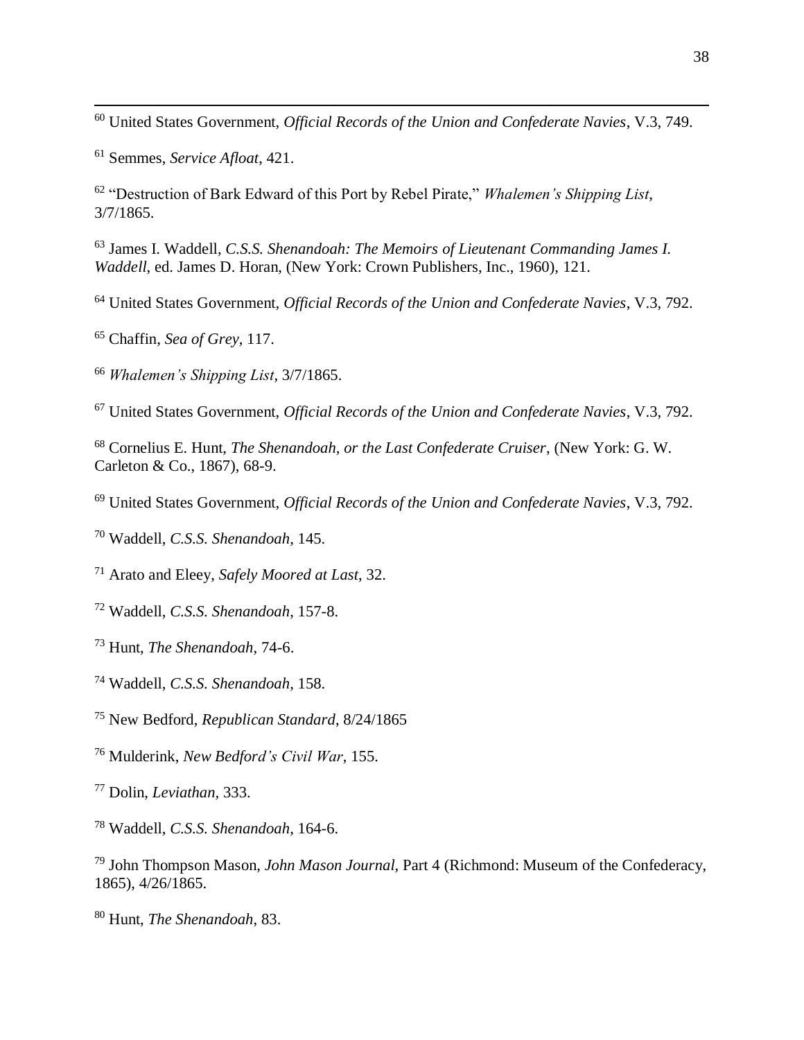[60] United States Government, *Official Records of the Union and Confederate Navies*, V.3, 749.

[61] Semmes, *Service Afloat*, 421.

[62] "Destruction of Bark Edward of this Port by Rebel Pirate," *Whalemen's Shipping List*, 3/7/1865.

[63] James I. Waddell, *C.S.S. Shenandoah: The Memoirs of Lieutenant Commanding James I. Waddell*, ed. James D. Horan, (New York: Crown Publishers, Inc., 1960), 121.

[64] United States Government, *Official Records of the Union and Confederate Navies*, V.3, 792.

[65] Chaffin, *Sea of Grey*, 117.

[66] *Whalemen's Shipping List*, 3/7/1865.

[67] United States Government, *Official Records of the Union and Confederate Navies*, V.3, 792.

[68] Cornelius E. Hunt, *The Shenandoah, or the Last Confederate Cruiser*, (New York: G. W. Carleton & Co., 1867), 68-9.

[69] United States Government, *Official Records of the Union and Confederate Navies*, V.3, 792.

[70] Waddell, *C.S.S. Shenandoah*, 145.

[71] Arato and Eleey, *Safely Moored at Last*, 32.

[72] Waddell, *C.S.S. Shenandoah*, 157-8.

[73] Hunt, *The Shenandoah*, 74-6.

[74] Waddell, *C.S.S. Shenandoah*, 158.

[75] New Bedford, *Republican Standard*, 8/24/1865

[76] Mulderink, *New Bedford's Civil War*, 155.

[77] Dolin, *Leviathan*, 333.

[78] Waddell, *C.S.S. Shenandoah*, 164-6.

[79] John Thompson Mason, *John Mason Journal*, Part 4 (Richmond: Museum of the Confederacy, 1865), 4/26/1865.

[80] Hunt, *The Shenandoah*, 83.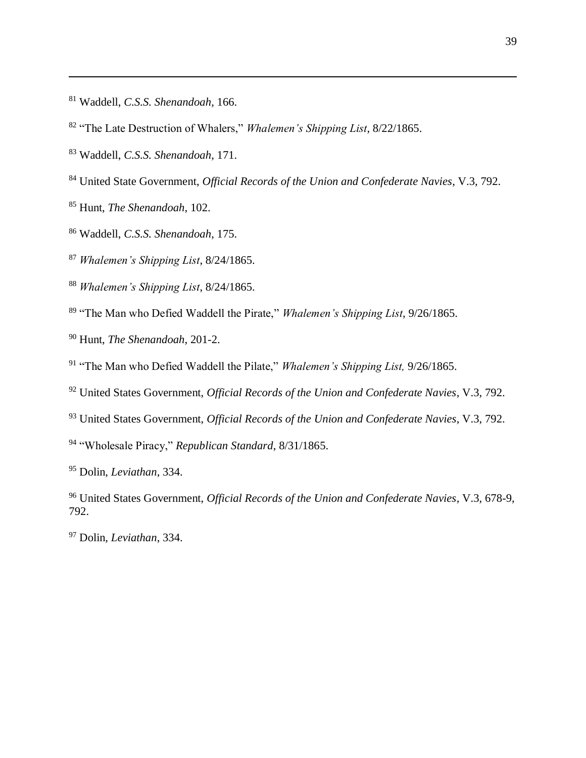[81] Waddell, *C.S.S. Shenandoah*, 166.

[82] "The Late Destruction of Whalers," *Whalemen's Shipping List*, 8/22/1865.

[83] Waddell, *C.S.S. Shenandoah*, 171.

[84] United State Government, *Official Records of the Union and Confederate Navies*, V.3, 792.

[85] Hunt, *The Shenandoah*, 102.

[86] Waddell, *C.S.S. Shenandoah*, 175.

[87] *Whalemen's Shipping List*, 8/24/1865.

[88] *Whalemen's Shipping List*, 8/24/1865.

[89] "The Man who Defied Waddell the Pirate," *Whalemen's Shipping List*, 9/26/1865.

[90] Hunt, *The Shenandoah*, 201-2.

[91] "The Man who Defied Waddell the Pilate," *Whalemen's Shipping List,* 9/26/1865.

[92] United States Government, *Official Records of the Union and Confederate Navies*, V.3, 792.

[93] United States Government, *Official Records of the Union and Confederate Navies*, V.3, 792.

[94] "Wholesale Piracy," *Republican Standard*, 8/31/1865.

[95] Dolin, *Leviathan*, 334.

[96] United States Government, *Official Records of the Union and Confederate Navies*, V.3, 678-9, 792.

[97] Dolin, *Leviathan*, 334.